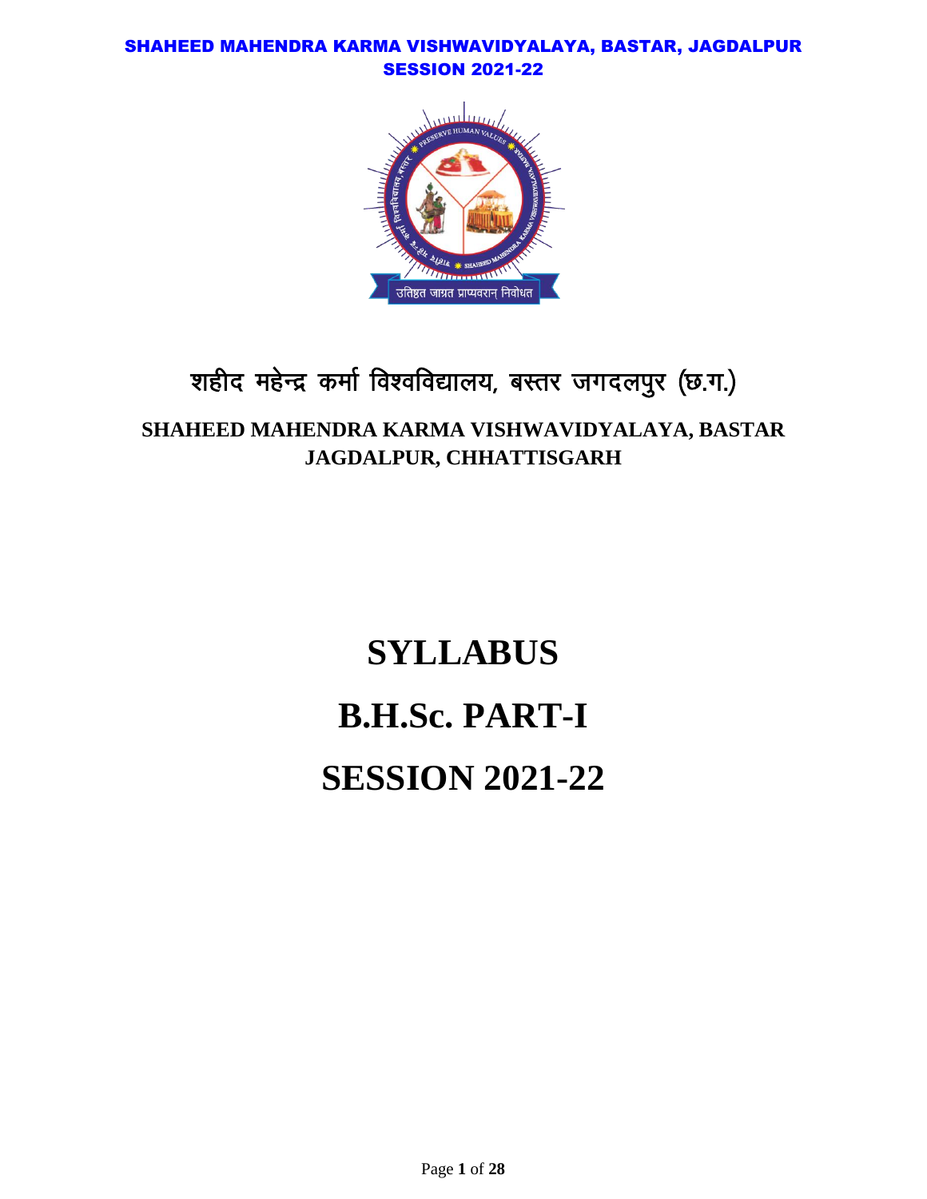SHAEED MAHENDRA KARMA VISHWAVIDYALAYA, BASTAR, JAGDALPUR
SESSION 2021-22

शहीद महेन्द्र कर्मा विश्वविद्यालय, बस्तर जगदलपुर (छ.ग.)

**SHAHEED MAHENDRA KARMA VISHWAVIDYALAYA, BASTAR JAGDALPUR, CHHATTISGARH**

# SYLLABUS

# B.H.Sc. PART-I

# SESSION 2021-22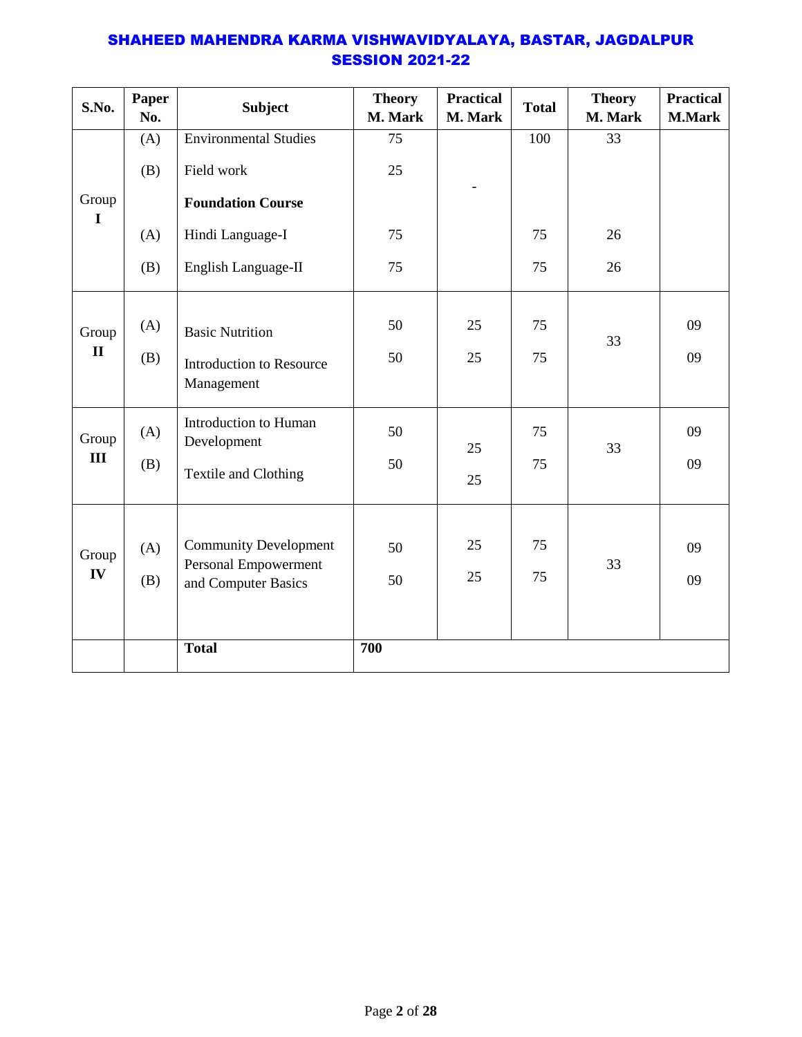**SHAHEED MAHENDRA KARMA VISHWAVIDYALAYA, BASTAR, JAGDALPUR**
**SESSION 2021-22**

| S.No. | Paper No. | Subject | Theory M. Mark | Practical M. Mark | Total | Theory M. Mark | Practical M.Mark |
|---|---|---|---|---|---|---|---|
| Group I | (A) | Environmental Studies | 75 | | 100 | 33 | |
| | (B) | Field work | 25 | - | | | |
| | | **Foundation Course** | | | | | |
| | (A) | Hindi Language-I | 75 | | 75 | 26 | |
| | (B) | English Language-II | 75 | | 75 | 26 | |
| Group II | (A) | Basic Nutrition | 50 | 25 | 75 | 33 | 09 |
| | (B) | Introduction to Resource Management | 50 | 25 | 75 | | 09 |
| Group III | (A) | Introduction to Human Development | 50 | 25 | 75 | 33 | 09 |
| | (B) | Textile and Clothing | 50 | 25 | 75 | | 09 |
| Group IV | (A) | Community Development | 50 | 25 | 75 | 33 | 09 |
| | (B) | Personal Empowerment and Computer Basics | 50 | 25 | 75 | | 09 |
| | | **Total** | **700** | | | | |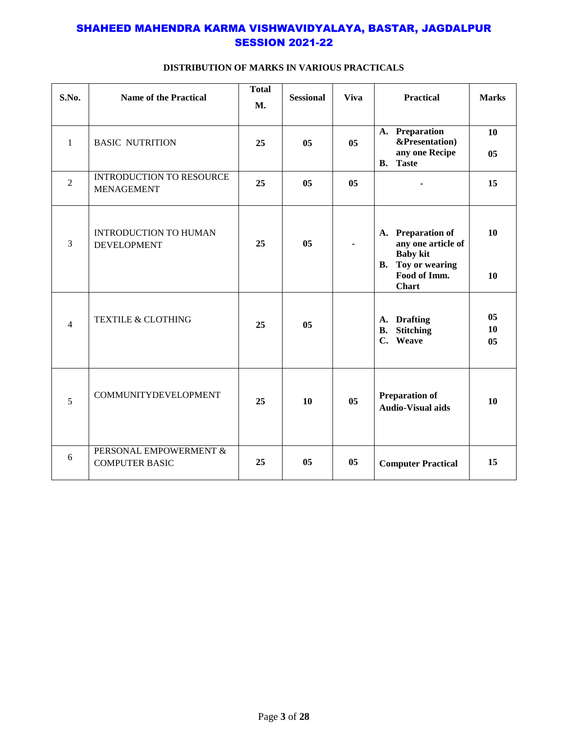# SHAHEED MAHENDRA KARMA VISHWAVIDYALAYA, BASTAR, JAGDALPUR
## SESSION 2021-22

**DISTRIBUTION OF MARKS IN VARIOUS PRACTICALS**

| S.No. | Name of the Practical | Total M. | Sessional | Viva | Practical | Marks |
|---|---|---|---|---|---|---|
| 1 | BASIC NUTRITION | 25 | 05 | 05 | **A. Preparation &Presentation) any one Recipe**<br>**B. Taste** | 10<br>05 |
| 2 | INTRODUCTION TO RESOURCE MENAGEMENT | 25 | 05 | 05 | - | 15 |
| 3 | INTRODUCTION TO HUMAN DEVELOPMENT | 25 | 05 | - | **A. Preparation of any one article of Baby kit**<br>**B. Toy or wearing Food of Imm. Chart** | 10<br>10 |
| 4 | TEXTILE & CLOTHING | 25 | 05 | | **A. Drafting**<br>**B. Stitching**<br>**C. Weave** | 05<br>10<br>05 |
| 5 | COMMUNITYDEVELOPMENT | 25 | 10 | 05 | **Preparation of Audio-Visual aids** | 10 |
| 6 | PERSONAL EMPOWERMENT & COMPUTER BASIC | 25 | 05 | 05 | **Computer Practical** | 15 |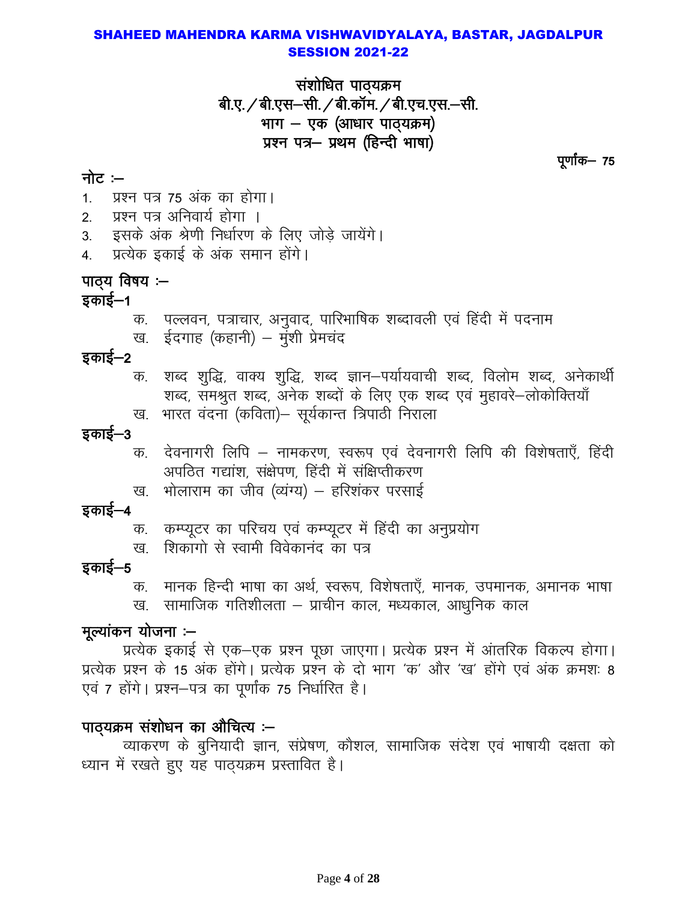**SHAHEED MAHENDRA KARMA VISHWAVIDYALAYA, BASTAR, JAGDALPUR**
**SESSION 2021-22**

# संशोधित पाठ्यक्रम
## बी.ए. / बी.एस–सी. / बी.कॉम. / बी.एच.एस.–सी.
## भाग – एक (आधार पाठ्यक्रम)
## प्रश्न पत्र– प्रथम (हिन्दी भाषा)

**पूर्णांक– 75**

**नोट :–**

1. प्रश्न पत्र 75 अंक का होगा।
2. प्रश्न पत्र अनिवार्य होगा ।
3. इसके अंक श्रेणी निर्धारण के लिए जोड़े जायेंगे।
4. प्रत्येक इकाई के अंक समान होंगे।

**पाठ्य विषय :–**

**इकाई–1**

- क. पल्लवन, पत्राचार, अनुवाद, पारिभाषिक शब्दावली एवं हिंदी में पदनाम
- ख. ईदगाह (कहानी) – मुंशी प्रेमचंद

**इकाई–2**

- क. शब्द शुद्धि, वाक्य शुद्धि, शब्द ज्ञान–पर्यायवाची शब्द, विलोम शब्द, अनेकार्थी शब्द, समश्रुत शब्द, अनेक शब्दों के लिए एक शब्द एवं मुहावरे–लोकोक्तियाँ
- ख. भारत वंदना (कविता)– सूर्यकान्त त्रिपाठी निराला

**इकाई–3**

- क. देवनागरी लिपि – नामकरण, स्वरूप एवं देवनागरी लिपि की विशेषताएँ, हिंदी अपठित गद्यांश, संक्षेपण, हिंदी में संक्षिप्तीकरण
- ख. भोलाराम का जीव (व्यंग्य) – हरिशंकर परसाई

**इकाई–4**

- क. कम्प्यूटर का परिचय एवं कम्प्यूटर में हिंदी का अनुप्रयोग
- ख. शिकागो से स्वामी विवेकानंद का पत्र

**इकाई–5**

- क. मानक हिन्दी भाषा का अर्थ, स्वरूप, विशेषताएँ, मानक, उपमानक, अमानक भाषा
- ख. सामाजिक गतिशीलता – प्राचीन काल, मध्यकाल, आधुनिक काल

**मूल्यांकन योजना :–**

प्रत्येक इकाई से एक–एक प्रश्न पूछा जाएगा। प्रत्येक प्रश्न में आंतरिक विकल्प होगा। प्रत्येक प्रश्न के 15 अंक होंगे। प्रत्येक प्रश्न के दो भाग 'क' और 'ख' होंगे एवं अंक क्रमशः 8 एवं 7 होंगे। प्रश्न–पत्र का पूर्णांक 75 निर्धारित है।

**पाठ्यक्रम संशोधन का औचित्य :–**

व्याकरण के बुनियादी ज्ञान, संप्रेषण, कौशल, सामाजिक संदेश एवं भाषायी दक्षता को ध्यान में रखते हुए यह पाठ्यक्रम प्रस्तावित है।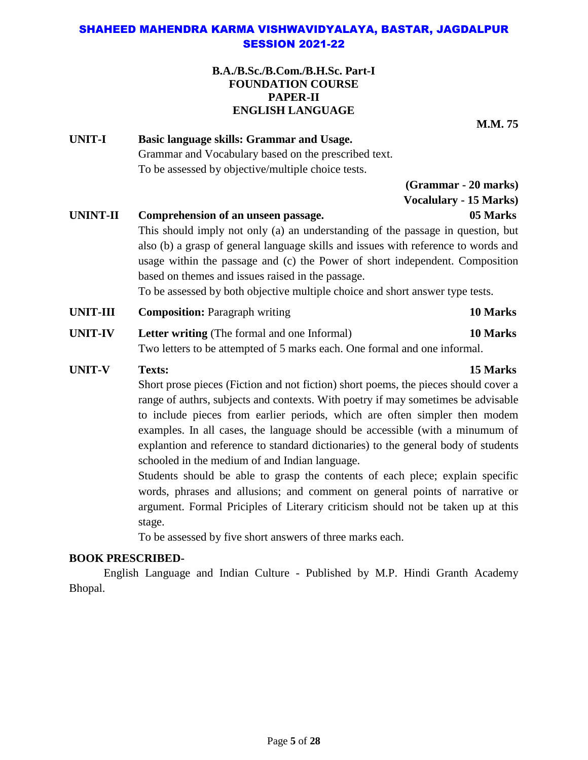# SHAHEED MAHENDRA KARMA VISHWAVIDYALAYA, BASTAR, JAGDALPUR
## SESSION 2021-22

**B.A./B.Sc./B.Com./B.H.Sc. Part-I**
**FOUNDATION COURSE**
**PAPER-II**
**ENGLISH LANGUAGE**

**M.M. 75**

**UNIT-I** **Basic language skills: Grammar and Usage.**
Grammar and Vocabulary based on the prescribed text.
To be assessed by objective/multiple choice tests.

**(Grammar - 20 marks)**
**Vocalulary - 15 Marks)**

**UNINT-II** **Comprehension of an unseen passage.** **05 Marks**
This should imply not only (a) an understanding of the passage in question, but also (b) a grasp of general language skills and issues with reference to words and usage within the passage and (c) the Power of short independent. Composition based on themes and issues raised in the passage.
To be assessed by both objective multiple choice and short answer type tests.

**UNIT-III** **Composition:** Paragraph writing **10 Marks**

**UNIT-IV** **Letter writing** (The formal and one Informal) **10 Marks**
Two letters to be attempted of 5 marks each. One formal and one informal.

**UNIT-V** **Texts:** **15 Marks**
Short prose pieces (Fiction and not fiction) short poems, the pieces should cover a range of authrs, subjects and contexts. With poetry if may sometimes be advisable to include pieces from earlier periods, which are often simpler then modem examples. In all cases, the language should be accessible (with a minumum of explantion and reference to standard dictionaries) to the general body of students schooled in the medium of and Indian language.
Students should be able to grasp the contents of each plece; explain specific words, phrases and allusions; and comment on general points of narrative or argument. Formal Priciples of Literary criticism should not be taken up at this stage.
To be assessed by five short answers of three marks each.

**BOOK PRESCRIBED-**

English Language and Indian Culture - Published by M.P. Hindi Granth Academy Bhopal.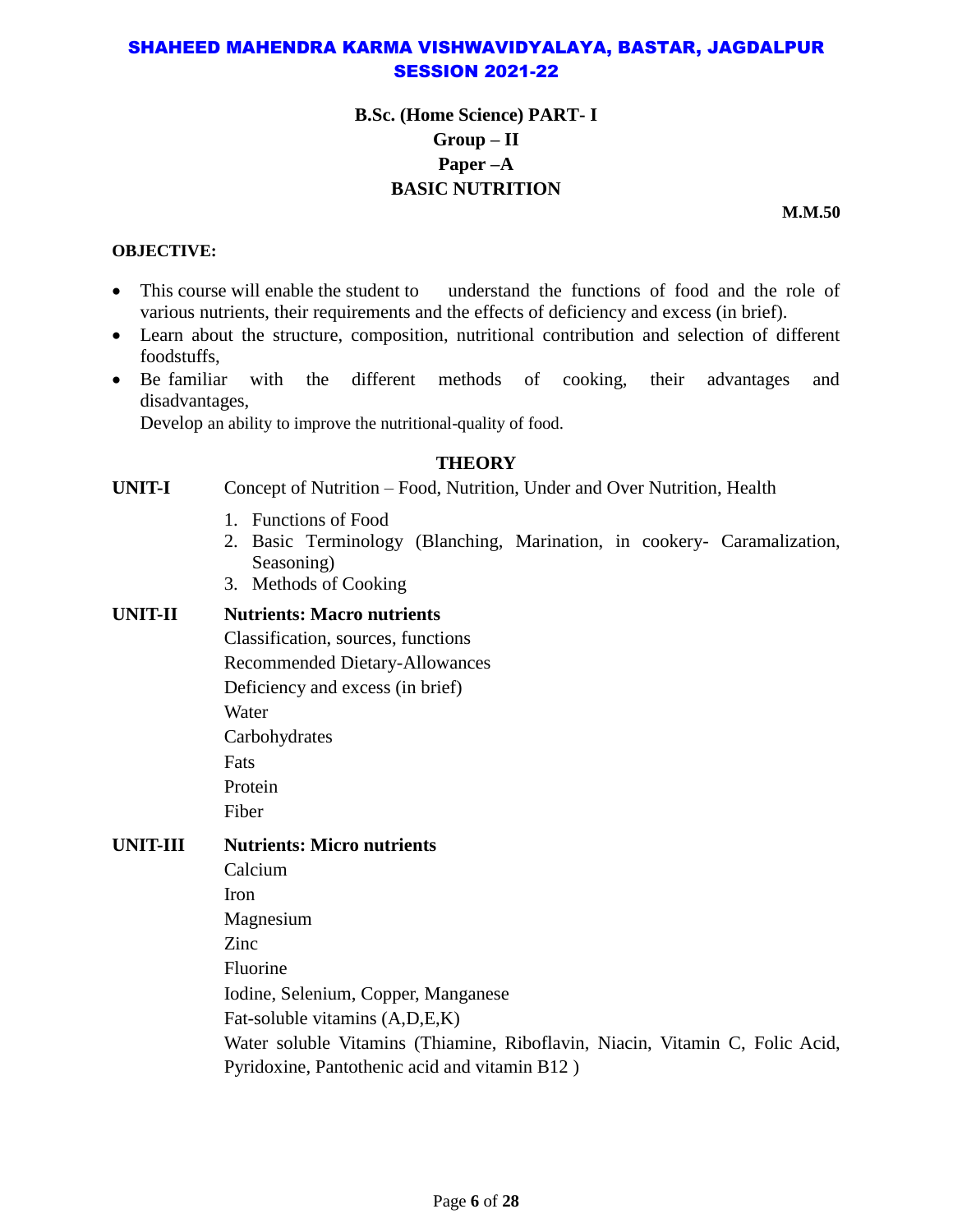# SHAHEED MAHENDRA KARMA VISHWAVIDYALAYA, BASTAR, JAGDALPUR
## SESSION 2021-22

## B.Sc. (Home Science) PART- I
## Group – II
## Paper –A
## BASIC NUTRITION

**M.M.50**

**OBJECTIVE:**

- This course will enable the student to understand the functions of food and the role of various nutrients, their requirements and the effects of deficiency and excess (in brief).
- Learn about the structure, composition, nutritional contribution and selection of different foodstuffs,
- Be familiar with the different methods of cooking, their advantages and disadvantages,

  Develop an ability to improve the nutritional-quality of food.

### THEORY

**UNIT-I** Concept of Nutrition – Food, Nutrition, Under and Over Nutrition, Health

1. Functions of Food
2. Basic Terminology (Blanching, Marination, in cookery- Caramalization, Seasoning)
3. Methods of Cooking

**UNIT-II** **Nutrients: Macro nutrients**

Classification, sources, functions

Recommended Dietary-Allowances

Deficiency and excess (in brief)

Water

Carbohydrates

Fats

Protein

Fiber

**UNIT-III** **Nutrients: Micro nutrients**

Calcium

Iron

Magnesium

Zinc

Fluorine

Iodine, Selenium, Copper, Manganese

Fat-soluble vitamins (A,D,E,K)

Water soluble Vitamins (Thiamine, Riboflavin, Niacin, Vitamin C, Folic Acid, Pyridoxine, Pantothenic acid and vitamin B12 )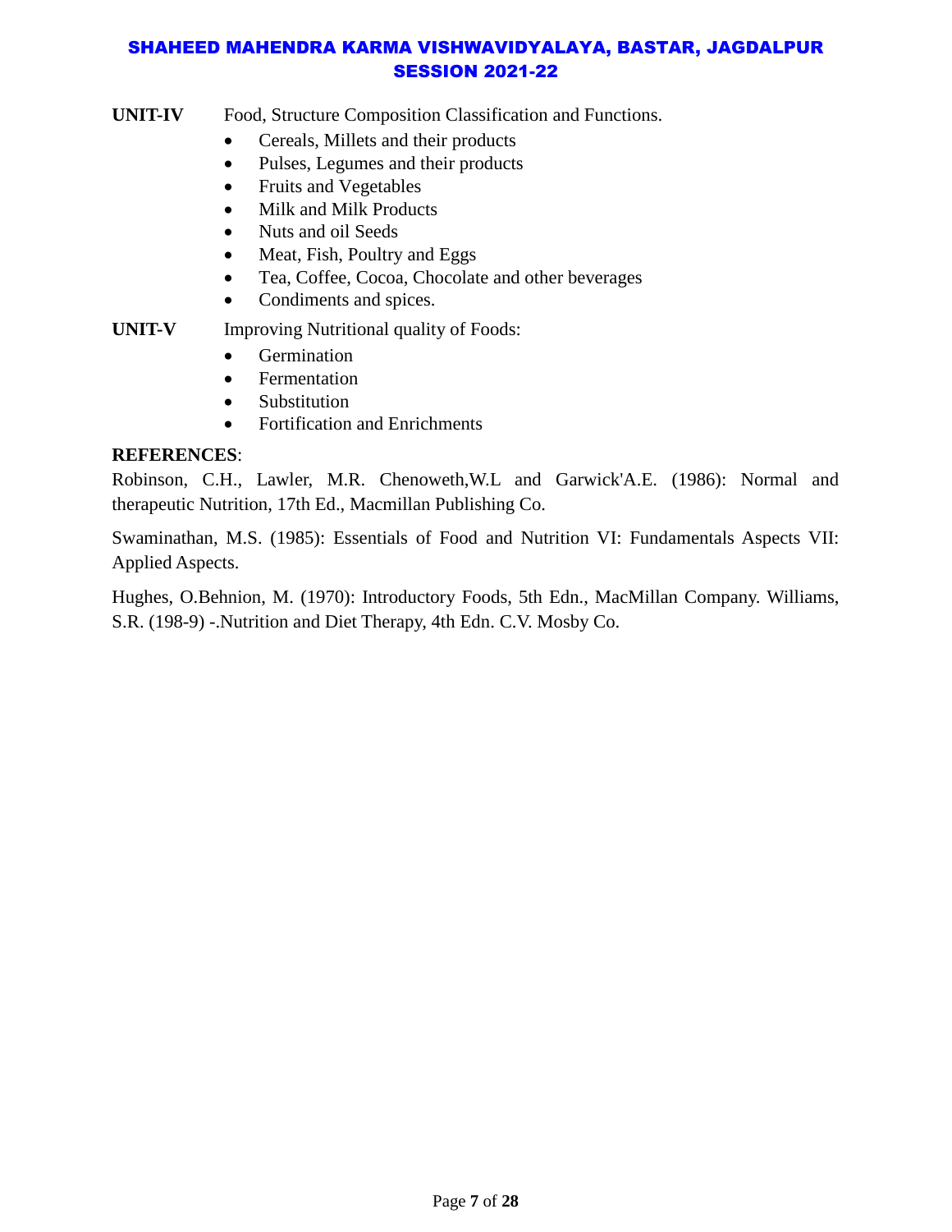**UNIT-IV** Food, Structure Composition Classification and Functions.

- Cereals, Millets and their products
- Pulses, Legumes and their products
- Fruits and Vegetables
- Milk and Milk Products
- Nuts and oil Seeds
- Meat, Fish, Poultry and Eggs
- Tea, Coffee, Cocoa, Chocolate and other beverages
- Condiments and spices.

**UNIT-V** Improving Nutritional quality of Foods:

- Germination
- Fermentation
- Substitution
- Fortification and Enrichments

**REFERENCES**:

Robinson, C.H., Lawler, M.R. Chenoweth,W.L and Garwick'A.E. (1986): Normal and therapeutic Nutrition, 17th Ed., Macmillan Publishing Co.

Swaminathan, M.S. (1985): Essentials of Food and Nutrition VI: Fundamentals Aspects VII: Applied Aspects.

Hughes, O.Behnion, M. (1970): Introductory Foods, 5th Edn., MacMillan Company. Williams, S.R. (198-9) -.Nutrition and Diet Therapy, 4th Edn. C.V. Mosby Co.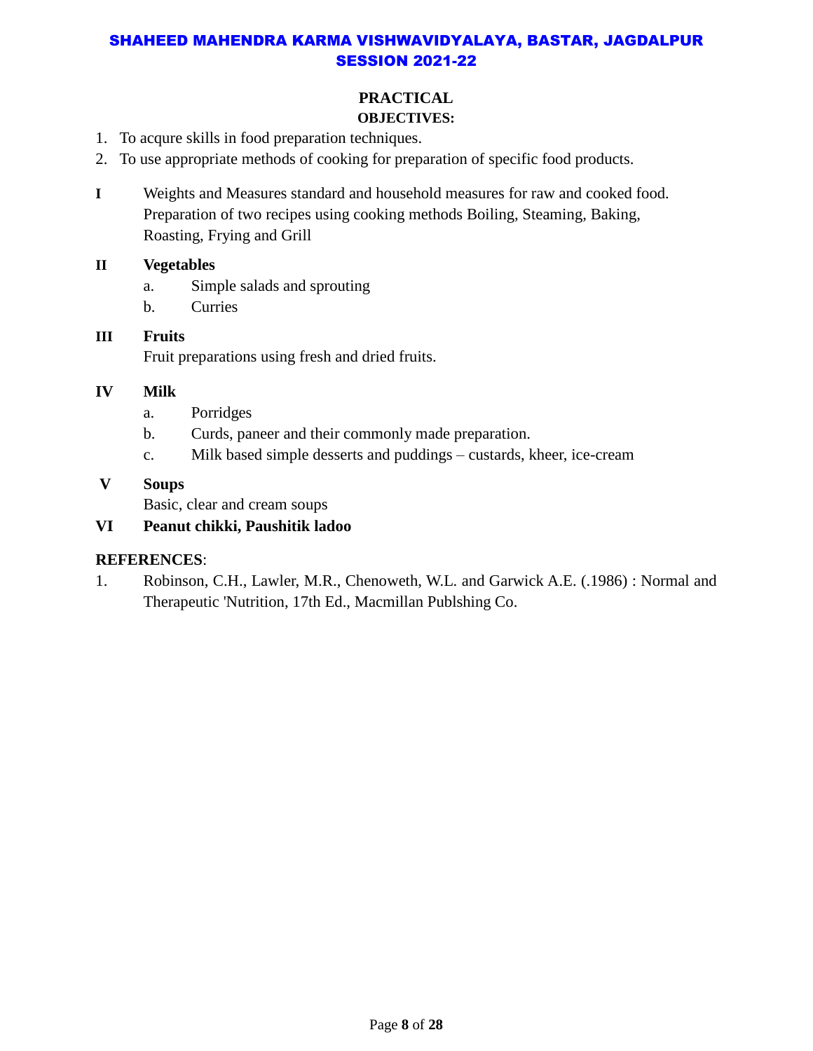## PRACTICAL

### OBJECTIVES:

1. To acqure skills in food preparation techniques.
2. To use appropriate methods of cooking for preparation of specific food products.

**I** Weights and Measures standard and household measures for raw and cooked food. Preparation of two recipes using cooking methods Boiling, Steaming, Baking, Roasting, Frying and Grill

**II Vegetables**

a. Simple salads and sprouting

b. Curries

**III Fruits**

Fruit preparations using fresh and dried fruits.

**IV Milk**

a. Porridges

b. Curds, paneer and their commonly made preparation.

c. Milk based simple desserts and puddings – custards, kheer, ice-cream

**V Soups**

Basic, clear and cream soups

**VI Peanut chikki, Paushitik ladoo**

**REFERENCES**:

1. Robinson, C.H., Lawler, M.R., Chenoweth, W.L. and Garwick A.E. (.1986) : Normal and Therapeutic 'Nutrition, 17th Ed., Macmillan Publshing Co.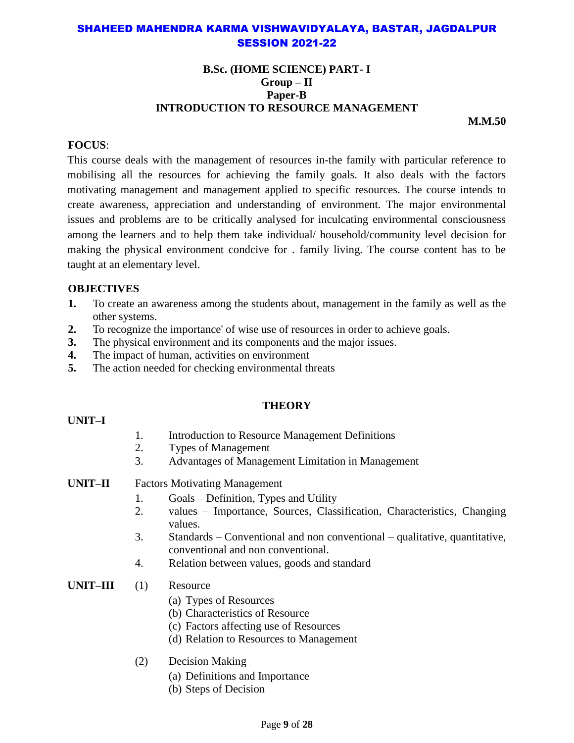# SHAHEED MAHENDRA KARMA VISHWAVIDYALAYA, BASTAR, JAGDALPUR
## SESSION 2021-22

### B.Sc. (HOME SCIENCE) PART- I
### Group – II
### Paper-B
### INTRODUCTION TO RESOURCE MANAGEMENT

**M.M.50**

**FOCUS**:

This course deals with the management of resources in-the family with particular reference to mobilising all the resources for achieving the family goals. It also deals with the factors motivating management and management applied to specific resources. The course intends to create awareness, appreciation and understanding of environment. The major environmental issues and problems are to be critically analysed for inculcating environmental consciousness among the learners and to help them take individual/ household/community level decision for making the physical environment condcive for . family living. The course content has to be taught at an elementary level.

**OBJECTIVES**

1. To create an awareness among the students about, management in the family as well as the other systems.
2. To recognize the importance' of wise use of resources in order to achieve goals.
3. The physical environment and its components and the major issues.
4. The impact of human, activities on environment
5. The action needed for checking environmental threats

**THEORY**

**UNIT–I**

1. Introduction to Resource Management Definitions
2. Types of Management
3. Advantages of Management Limitation in Management

**UNIT–II** Factors Motivating Management

1. Goals – Definition, Types and Utility
2. values – Importance, Sources, Classification, Characteristics, Changing values.
3. Standards – Conventional and non conventional – qualitative, quantitative, conventional and non conventional.
4. Relation between values, goods and standard

**UNIT–III**

(1) Resource
- (a) Types of Resources
- (b) Characteristics of Resource
- (c) Factors affecting use of Resources
- (d) Relation to Resources to Management

(2) Decision Making –
- (a) Definitions and Importance
- (b) Steps of Decision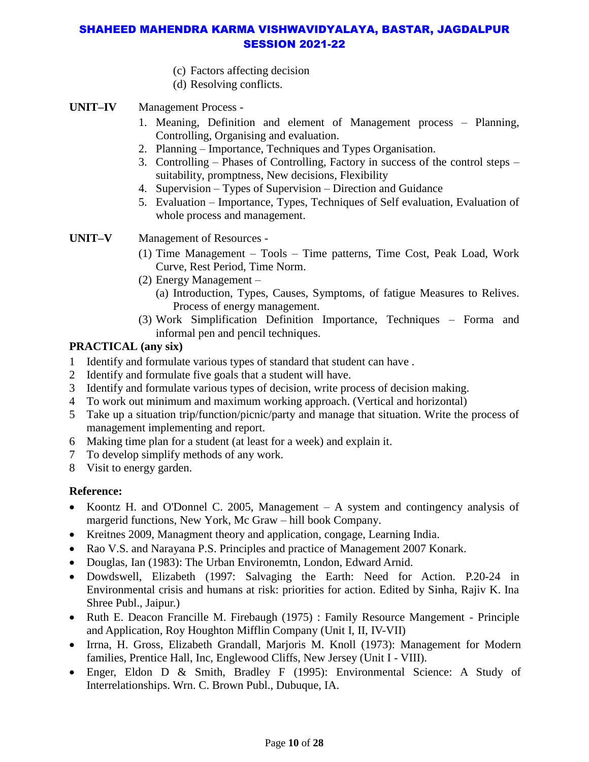(c) Factors affecting decision
(d) Resolving conflicts.

**UNIT–IV** Management Process -

1. Meaning, Definition and element of Management process – Planning, Controlling, Organising and evaluation.
2. Planning – Importance, Techniques and Types Organisation.
3. Controlling – Phases of Controlling, Factory in success of the control steps – suitability, promptness, New decisions, Flexibility
4. Supervision – Types of Supervision – Direction and Guidance
5. Evaluation – Importance, Types, Techniques of Self evaluation, Evaluation of whole process and management.

**UNIT–V** Management of Resources -

(1) Time Management – Tools – Time patterns, Time Cost, Peak Load, Work Curve, Rest Period, Time Norm.
(2) Energy Management –
   (a) Introduction, Types, Causes, Symptoms, of fatigue Measures to Relives. Process of energy management.
(3) Work Simplification Definition Importance, Techniques – Forma and informal pen and pencil techniques.

**PRACTICAL (any six)**

1. Identify and formulate various types of standard that student can have .
2. Identify and formulate five goals that a student will have.
3. Identify and formulate various types of decision, write process of decision making.
4. To work out minimum and maximum working approach. (Vertical and horizontal)
5. Take up a situation trip/function/picnic/party and manage that situation. Write the process of management implementing and report.
6. Making time plan for a student (at least for a week) and explain it.
7. To develop simplify methods of any work.
8. Visit to energy garden.

**Reference:**

- Koontz H. and O'Donnel C. 2005, Management – A system and contingency analysis of margerid functions, New York, Mc Graw – hill book Company.
- Kreitnes 2009, Managment theory and application, congage, Learning India.
- Rao V.S. and Narayana P.S. Principles and practice of Management 2007 Konark.
- Douglas, Ian (1983): The Urban Environemtn, London, Edward Arnid.
- Dowdswell, Elizabeth (1997: Salvaging the Earth: Need for Action. P.20-24 in Environmental crisis and humans at risk: priorities for action. Edited by Sinha, Rajiv K. Ina Shree Publ., Jaipur.)
- Ruth E. Deacon Francille M. Firebaugh (1975) : Family Resource Mangement - Principle and Application, Roy Houghton Mifflin Company (Unit I, II, IV-VII)
- Irrna, H. Gross, Elizabeth Grandall, Marjoris M. Knoll (1973): Management for Modern families, Prentice Hall, Inc, Englewood Cliffs, New Jersey (Unit I - VIII).
- Enger, Eldon D & Smith, Bradley F (1995): Environmental Science: A Study of Interrelationships. Wrn. C. Brown Publ., Dubuque, IA.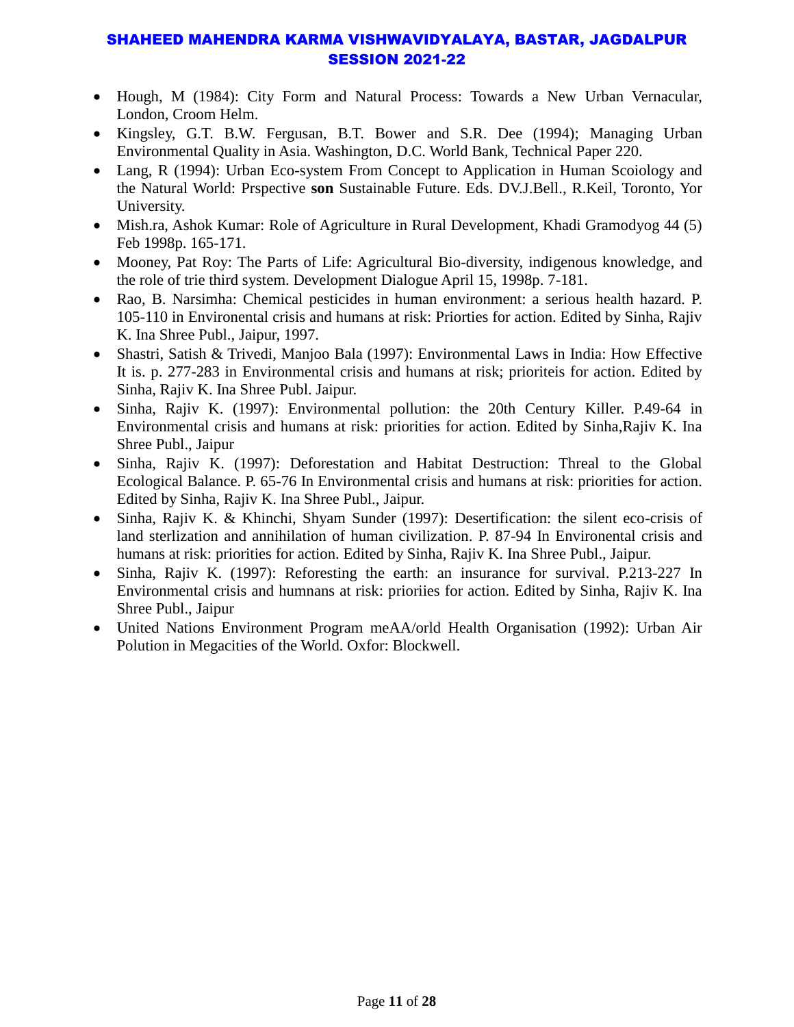- Hough, M (1984): City Form and Natural Process: Towards a New Urban Vernacular, London, Croom Helm.
- Kingsley, G.T. B.W. Fergusan, B.T. Bower and S.R. Dee (1994); Managing Urban Environmental Quality in Asia. Washington, D.C. World Bank, Technical Paper 220.
- Lang, R (1994): Urban Eco-system From Concept to Application in Human Scoiology and the Natural World: Prspective **son** Sustainable Future. Eds. DV.J.Bell., R.Keil, Toronto, Yor University.
- Mish.ra, Ashok Kumar: Role of Agriculture in Rural Development, Khadi Gramodyog 44 (5) Feb 1998p. 165-171.
- Mooney, Pat Roy: The Parts of Life: Agricultural Bio-diversity, indigenous knowledge, and the role of trie third system. Development Dialogue April 15, 1998p. 7-181.
- Rao, B. Narsimha: Chemical pesticides in human environment: a serious health hazard. P. 105-110 in Environental crisis and humans at risk: Priorties for action. Edited by Sinha, Rajiv K. Ina Shree Publ., Jaipur, 1997.
- Shastri, Satish & Trivedi, Manjoo Bala (1997): Environmental Laws in India: How Effective It is. p. 277-283 in Environmental crisis and humans at risk; prioriteis for action. Edited by Sinha, Rajiv K. Ina Shree Publ. Jaipur.
- Sinha, Rajiv K. (1997): Environmental pollution: the 20th Century Killer. P.49-64 in Environmental crisis and humans at risk: priorities for action. Edited by Sinha,Rajiv K. Ina Shree Publ., Jaipur
- Sinha, Rajiv K. (1997): Deforestation and Habitat Destruction: Threal to the Global Ecological Balance. P. 65-76 In Environmental crisis and humans at risk: priorities for action. Edited by Sinha, Rajiv K. Ina Shree Publ., Jaipur.
- Sinha, Rajiv K. & Khinchi, Shyam Sunder (1997): Desertification: the silent eco-crisis of land sterlization and annihilation of human civilization. P. 87-94 In Environental crisis and humans at risk: priorities for action. Edited by Sinha, Rajiv K. Ina Shree Publ., Jaipur.
- Sinha, Rajiv K. (1997): Reforesting the earth: an insurance for survival. P.213-227 In Environmental crisis and humnans at risk: prioriies for action. Edited by Sinha, Rajiv K. Ina Shree Publ., Jaipur
- United Nations Environment Program meAA/orld Health Organisation (1992): Urban Air Polution in Megacities of the World. Oxfor: Blockwell.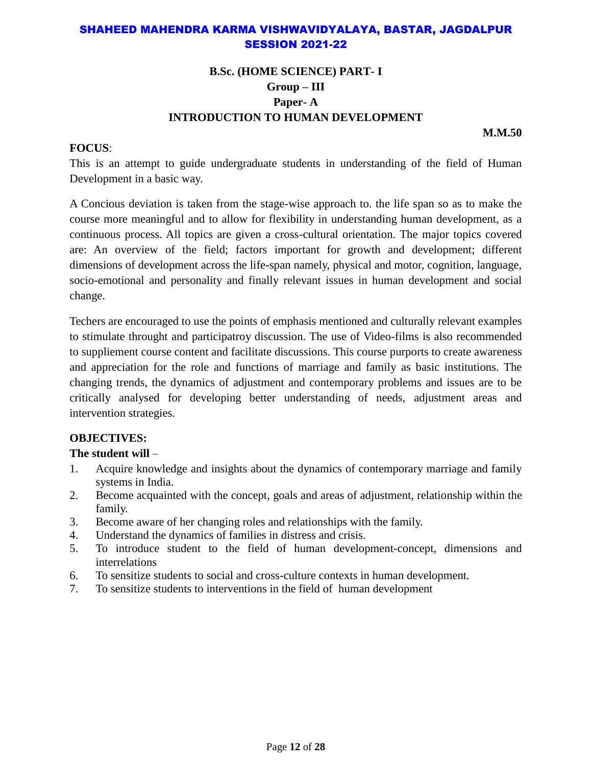# SHAHEED MAHENDRA KARMA VISHWAVIDYALAYA, BASTAR, JAGDALPUR
## SESSION 2021-22

### B.Sc. (HOME SCIENCE) PART- I
### Group – III
### Paper- A
### INTRODUCTION TO HUMAN DEVELOPMENT

**M.M.50**

**FOCUS**:

This is an attempt to guide undergraduate students in understanding of the field of Human Development in a basic way.

A Concious deviation is taken from the stage-wise approach to. the life span so as to make the course more meaningful and to allow for flexibility in understanding human development, as a continuous process. All topics are given a cross-cultural orientation. The major topics covered are: An overview of the field; factors important for growth and development; different dimensions of development across the life-span namely, physical and motor, cognition, language, socio-emotional and personality and finally relevant issues in human development and social change.

Techers are encouraged to use the points of emphasis mentioned and culturally relevant examples to stimulate throught and participatroy discussion. The use of Video-films is also recommended to suppliement course content and facilitate discussions. This course purports to create awareness and appreciation for the role and functions of marriage and family as basic institutions. The changing trends, the dynamics of adjustment and contemporary problems and issues are to be critically analysed for developing better understanding of needs, adjustment areas and intervention strategies.

**OBJECTIVES:**

**The student will** –

1. Acquire knowledge and insights about the dynamics of contemporary marriage and family systems in India.
2. Become acquainted with the concept, goals and areas of adjustment, relationship within the family.
3. Become aware of her changing roles and relationships with the family.
4. Understand the dynamics of families in distress and crisis.
5. To introduce student to the field of human development-concept, dimensions and interrelations
6. To sensitize students to social and cross-culture contexts in human development.
7. To sensitize students to interventions in the field of human development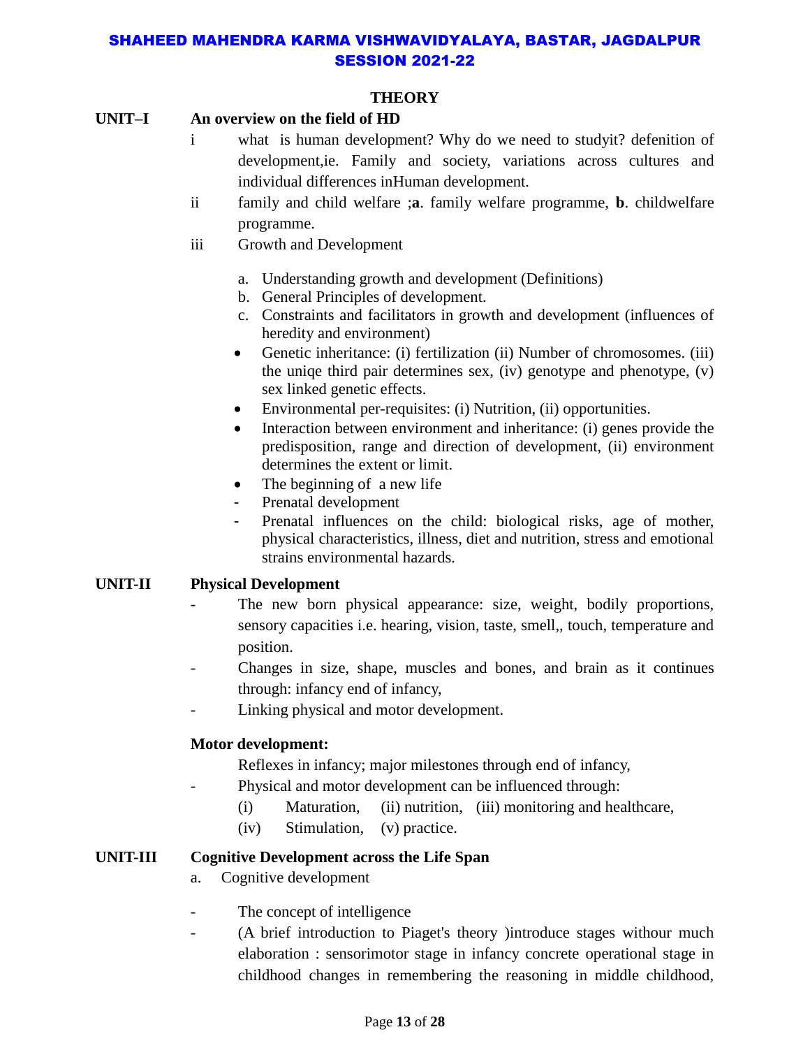SHAHEED MAHENDRA KARMA VISHWAVIDYALAYA, BASTAR, JAGDALPUR
SESSION 2021-22

## THEORY

**UNIT–I An overview on the field of HD**

- i what is human development? Why do we need to studyit? defenition of development,ie. Family and society, variations across cultures and individual differences inHuman development.
- ii family and child welfare ;**a**. family welfare programme, **b**. childwelfare programme.
- iii Growth and Development
  - a. Understanding growth and development (Definitions)
  - b. General Principles of development.
  - c. Constraints and facilitators in growth and development (influences of heredity and environment)
  - Genetic inheritance: (i) fertilization (ii) Number of chromosomes. (iii) the uniqe third pair determines sex, (iv) genotype and phenotype, (v) sex linked genetic effects.
  - Environmental per-requisites: (i) Nutrition, (ii) opportunities.
  - Interaction between environment and inheritance: (i) genes provide the predisposition, range and direction of development, (ii) environment determines the extent or limit.
  - The beginning of a new life
  - Prenatal development
  - Prenatal influences on the child: biological risks, age of mother, physical characteristics, illness, diet and nutrition, stress and emotional strains environmental hazards.

**UNIT-II Physical Development**

- The new born physical appearance: size, weight, bodily proportions, sensory capacities i.e. hearing, vision, taste, smell,, touch, temperature and position.
- Changes in size, shape, muscles and bones, and brain as it continues through: infancy end of infancy,
- Linking physical and motor development.

**Motor development:**

Reflexes in infancy; major milestones through end of infancy,

- Physical and motor development can be influenced through:
  - (i) Maturation, (ii) nutrition, (iii) monitoring and healthcare,
  - (iv) Stimulation, (v) practice.

**UNIT-III Cognitive Development across the Life Span**

a. Cognitive development

- The concept of intelligence
- (A brief introduction to Piaget's theory )introduce stages withour much elaboration : sensorimotor stage in infancy concrete operational stage in childhood changes in remembering the reasoning in middle childhood,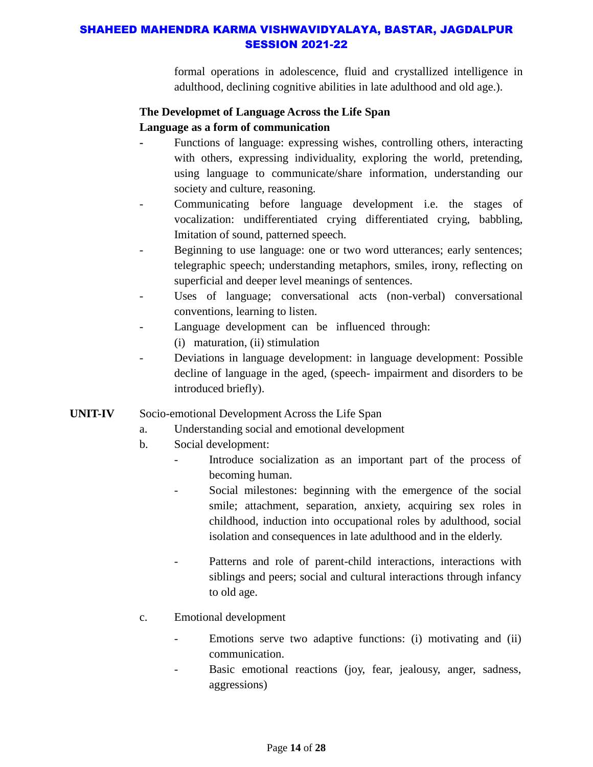formal operations in adolescence, fluid and crystallized intelligence in adulthood, declining cognitive abilities in late adulthood and old age.).

**The Developmet of Language Across the Life Span**

**Language as a form of communication**

- Functions of language: expressing wishes, controlling others, interacting with others, expressing individuality, exploring the world, pretending, using language to communicate/share information, understanding our society and culture, reasoning.
- Communicating before language development i.e. the stages of vocalization: undifferentiated crying differentiated crying, babbling, Imitation of sound, patterned speech.
- Beginning to use language: one or two word utterances; early sentences; telegraphic speech; understanding metaphors, smiles, irony, reflecting on superficial and deeper level meanings of sentences.
- Uses of language; conversational acts (non-verbal) conversational conventions, learning to listen.
- Language development can be influenced through:
  (i) maturation, (ii) stimulation
- Deviations in language development: in language development: Possible decline of language in the aged, (speech- impairment and disorders to be introduced briefly).

**UNIT-IV** Socio-emotional Development Across the Life Span

a. Understanding social and emotional development

b. Social development:
   - Introduce socialization as an important part of the process of becoming human.
   - Social milestones: beginning with the emergence of the social smile; attachment, separation, anxiety, acquiring sex roles in childhood, induction into occupational roles by adulthood, social isolation and consequences in late adulthood and in the elderly.
   - Patterns and role of parent-child interactions, interactions with siblings and peers; social and cultural interactions through infancy to old age.

c. Emotional development
   - Emotions serve two adaptive functions: (i) motivating and (ii) communication.
   - Basic emotional reactions (joy, fear, jealousy, anger, sadness, aggressions)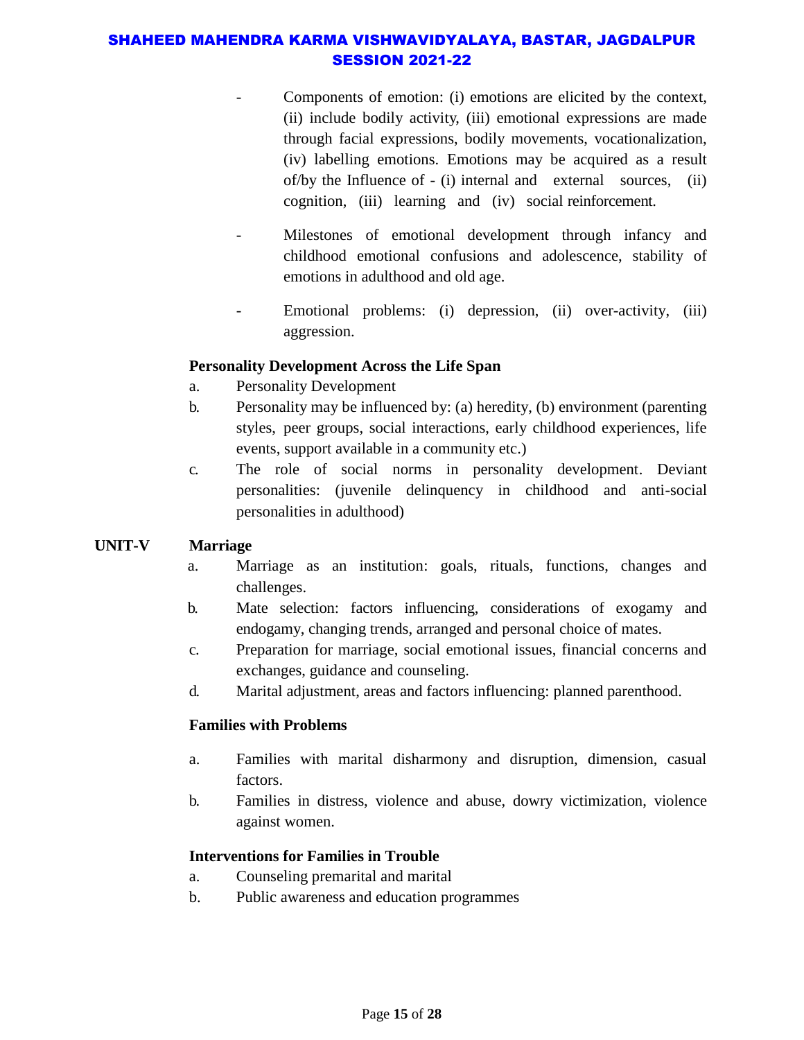- Components of emotion: (i) emotions are elicited by the context, (ii) include bodily activity, (iii) emotional expressions are made through facial expressions, bodily movements, vocationalization, (iv) labelling emotions. Emotions may be acquired as a result of/by the Influence of - (i) internal and external sources, (ii) cognition, (iii) learning and (iv) social reinforcement.

- Milestones of emotional development through infancy and childhood emotional confusions and adolescence, stability of emotions in adulthood and old age.

- Emotional problems: (i) depression, (ii) over-activity, (iii) aggression.

**Personality Development Across the Life Span**

a. Personality Development

b. Personality may be influenced by: (a) heredity, (b) environment (parenting styles, peer groups, social interactions, early childhood experiences, life events, support available in a community etc.)

c. The role of social norms in personality development. Deviant personalities: (juvenile delinquency in childhood and anti-social personalities in adulthood)

**UNIT-V Marriage**

a. Marriage as an institution: goals, rituals, functions, changes and challenges.

b. Mate selection: factors influencing, considerations of exogamy and endogamy, changing trends, arranged and personal choice of mates.

c. Preparation for marriage, social emotional issues, financial concerns and exchanges, guidance and counseling.

d. Marital adjustment, areas and factors influencing: planned parenthood.

**Families with Problems**

a. Families with marital disharmony and disruption, dimension, casual factors.

b. Families in distress, violence and abuse, dowry victimization, violence against women.

**Interventions for Families in Trouble**

a. Counseling premarital and marital

b. Public awareness and education programmes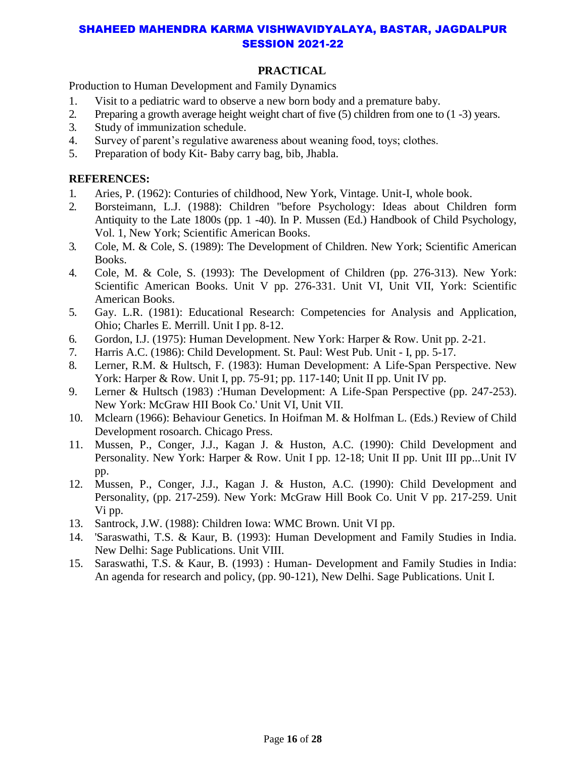## PRACTICAL

Production to Human Development and Family Dynamics

1. Visit to a pediatric ward to observe a new born body and a premature baby.
2. Preparing a growth average height weight chart of five (5) children from one to (1 -3) years.
3. Study of immunization schedule.
4. Survey of parent's regulative awareness about weaning food, toys; clothes.
5. Preparation of body Kit- Baby carry bag, bib, Jhabla.

**REFERENCES:**

1. Aries, P. (1962): Conturies of childhood, New York, Vintage. Unit-I, whole book.
2. Borsteimann, L.J. (1988): Children "before Psychology: Ideas about Children form Antiquity to the Late 1800s (pp. 1 -40). In P. Mussen (Ed.) Handbook of Child Psychology, Vol. 1, New York; Scientific American Books.
3. Cole, M. & Cole, S. (1989): The Development of Children. New York; Scientific American Books.
4. Cole, M. & Cole, S. (1993): The Development of Children (pp. 276-313). New York: Scientific American Books. Unit V pp. 276-331. Unit VI, Unit VII, York: Scientific American Books.
5. Gay. L.R. (1981): Educational Research: Competencies for Analysis and Application, Ohio; Charles E. Merrill. Unit I pp. 8-12.
6. Gordon, I.J. (1975): Human Development. New York: Harper & Row. Unit pp. 2-21.
7. Harris A.C. (1986): Child Development. St. Paul: West Pub. Unit - I, pp. 5-17.
8. Lerner, R.M. & Hultsch, F. (1983): Human Development: A Life-Span Perspective. New York: Harper & Row. Unit I, pp. 75-91; pp. 117-140; Unit II pp. Unit IV pp.
9. Lerner & Hultsch (1983) :'Human Development: A Life-Span Perspective (pp. 247-253). New York: McGraw HII Book Co.' Unit VI, Unit VII.
10. Mclearn (1966): Behaviour Genetics. In Hoifman M. & Holfman L. (Eds.) Review of Child Development rosoarch. Chicago Press.
11. Mussen, P., Conger, J.J., Kagan J. & Huston, A.C. (1990): Child Development and Personality. New York: Harper & Row. Unit I pp. 12-18; Unit II pp. Unit III pp...Unit IV pp.
12. Mussen, P., Conger, J.J., Kagan J. & Huston, A.C. (1990): Child Development and Personality, (pp. 217-259). New York: McGraw Hill Book Co. Unit V pp. 217-259. Unit Vi pp.
13. Santrock, J.W. (1988): Children Iowa: WMC Brown. Unit VI pp.
14. 'Saraswathi, T.S. & Kaur, B. (1993): Human Development and Family Studies in India. New Delhi: Sage Publications. Unit VIII.
15. Saraswathi, T.S. & Kaur, B. (1993) : Human- Development and Family Studies in India: An agenda for research and policy, (pp. 90-121), New Delhi. Sage Publications. Unit I.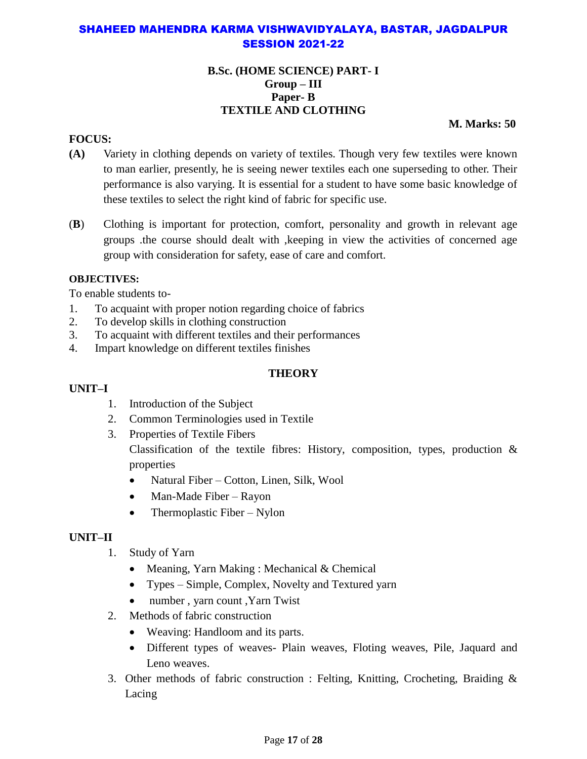# SHAHEED MAHENDRA KARMA VISHWAVIDYALAYA, BASTAR, JAGDALPUR
## SESSION 2021-22

**B.Sc. (HOME SCIENCE) PART- I**
**Group – III**
**Paper- B**
**TEXTILE AND CLOTHING**

**M. Marks: 50**

**FOCUS:**

**(A)** Variety in clothing depends on variety of textiles. Though very few textiles were known to man earlier, presently, he is seeing newer textiles each one superseding to other. Their performance is also varying. It is essential for a student to have some basic knowledge of these textiles to select the right kind of fabric for specific use.

(**B**) Clothing is important for protection, comfort, personality and growth in relevant age groups .the course should dealt with ,keeping in view the activities of concerned age group with consideration for safety, ease of care and comfort.

**OBJECTIVES:**

To enable students to-

1. To acquaint with proper notion regarding choice of fabrics
2. To develop skills in clothing construction
3. To acquaint with different textiles and their performances
4. Impart knowledge on different textiles finishes

**THEORY**

**UNIT–I**

1. Introduction of the Subject
2. Common Terminologies used in Textile
3. Properties of Textile Fibers
   Classification of the textile fibres: History, composition, types, production & properties
   - Natural Fiber – Cotton, Linen, Silk, Wool
   - Man-Made Fiber – Rayon
   - Thermoplastic Fiber – Nylon

**UNIT–II**

1. Study of Yarn
   - Meaning, Yarn Making : Mechanical & Chemical
   - Types – Simple, Complex, Novelty and Textured yarn
   - number , yarn count ,Yarn Twist
2. Methods of fabric construction
   - Weaving: Handloom and its parts.
   - Different types of weaves- Plain weaves, Floting weaves, Pile, Jaquard and Leno weaves.
3. Other methods of fabric construction : Felting, Knitting, Crocheting, Braiding & Lacing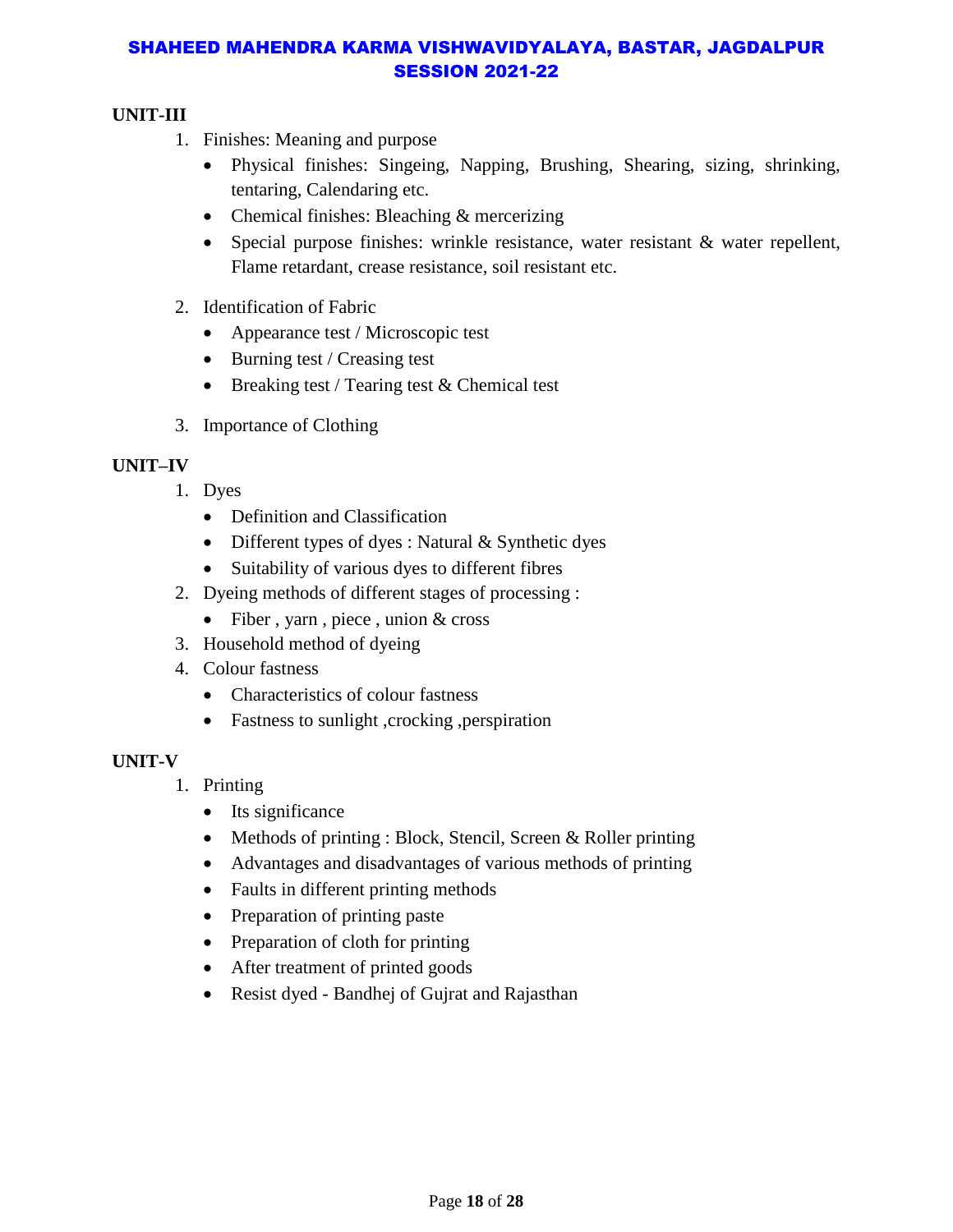## UNIT-III

1. Finishes: Meaning and purpose
   - Physical finishes: Singeing, Napping, Brushing, Shearing, sizing, shrinking, tentaring, Calendaring etc.
   - Chemical finishes: Bleaching & mercerizing
   - Special purpose finishes: wrinkle resistance, water resistant & water repellent, Flame retardant, crease resistance, soil resistant etc.
2. Identification of Fabric
   - Appearance test / Microscopic test
   - Burning test / Creasing test
   - Breaking test / Tearing test & Chemical test
3. Importance of Clothing

## UNIT–IV

1. Dyes
   - Definition and Classification
   - Different types of dyes : Natural & Synthetic dyes
   - Suitability of various dyes to different fibres
2. Dyeing methods of different stages of processing :
   - Fiber , yarn , piece , union & cross
3. Household method of dyeing
4. Colour fastness
   - Characteristics of colour fastness
   - Fastness to sunlight ,crocking ,perspiration

## UNIT-V

1. Printing
   - Its significance
   - Methods of printing : Block, Stencil, Screen & Roller printing
   - Advantages and disadvantages of various methods of printing
   - Faults in different printing methods
   - Preparation of printing paste
   - Preparation of cloth for printing
   - After treatment of printed goods
   - Resist dyed - Bandhej of Gujrat and Rajasthan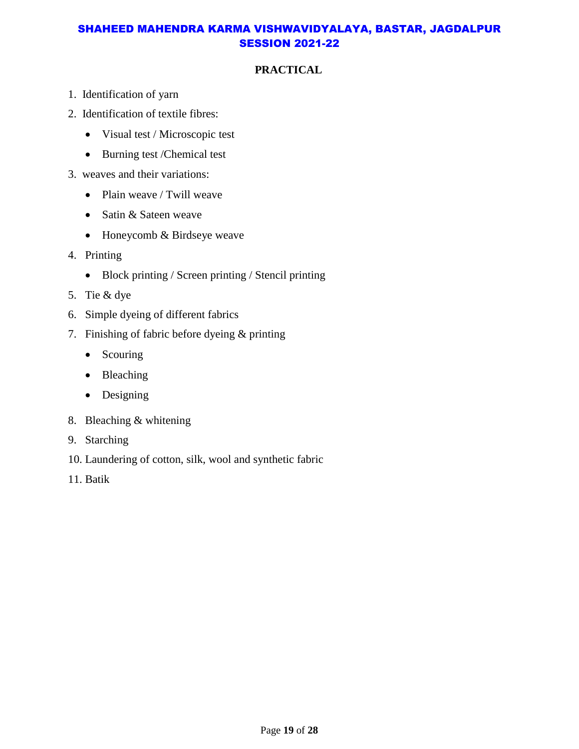## PRACTICAL

1. Identification of yarn
2. Identification of textile fibres:
   - Visual test / Microscopic test
   - Burning test /Chemical test
3. weaves and their variations:
   - Plain weave / Twill weave
   - Satin & Sateen weave
   - Honeycomb & Birdseye weave
4. Printing
   - Block printing / Screen printing / Stencil printing
5. Tie & dye
6. Simple dyeing of different fabrics
7. Finishing of fabric before dyeing & printing
   - Scouring
   - Bleaching
   - Designing
8. Bleaching & whitening
9. Starching
10. Laundering of cotton, silk, wool and synthetic fabric
11. Batik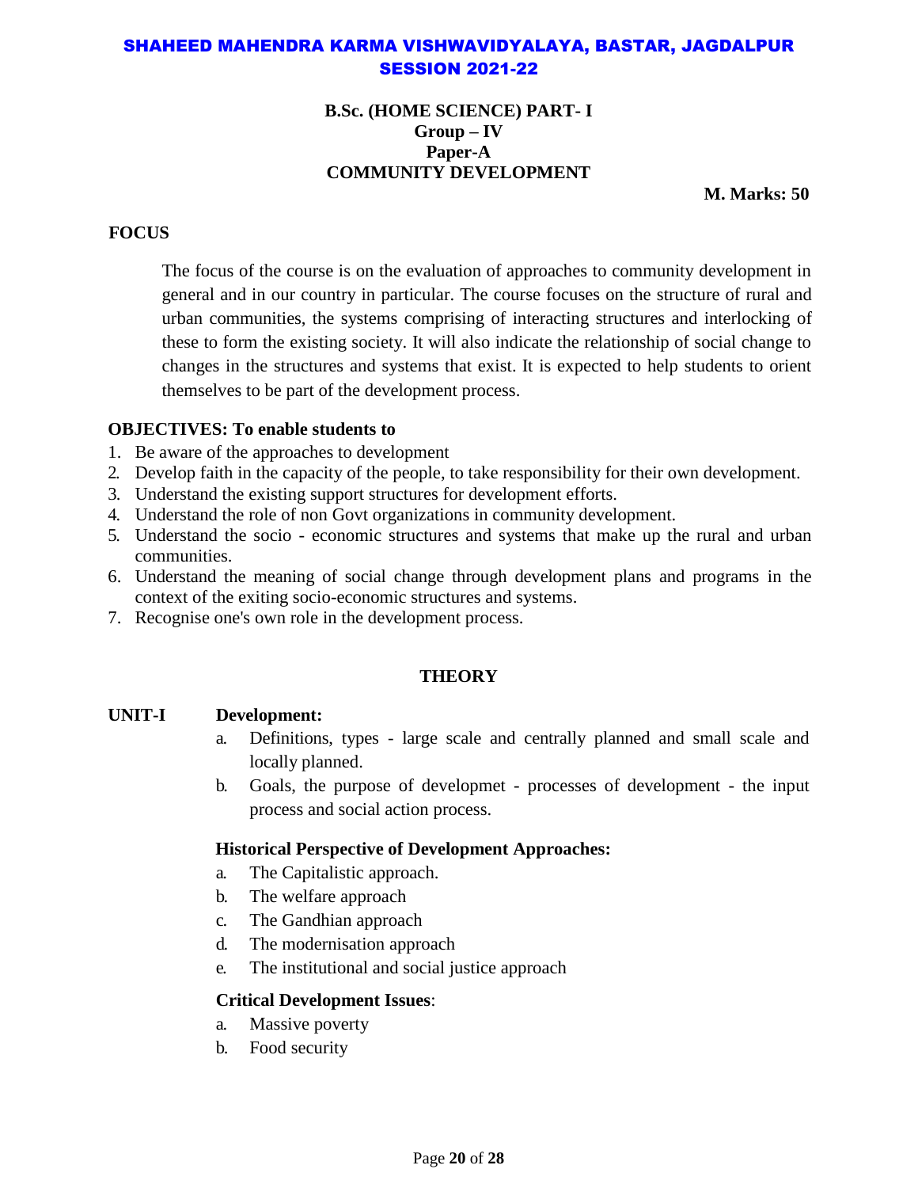# SHAHEED MAHENDRA KARMA VISHWAVIDYALAYA, BASTAR, JAGDALPUR
# SESSION 2021-22

## B.Sc. (HOME SCIENCE) PART- I
## Group – IV
## Paper-A
## COMMUNITY DEVELOPMENT

**M. Marks: 50**

### FOCUS

The focus of the course is on the evaluation of approaches to community development in general and in our country in particular. The course focuses on the structure of rural and urban communities, the systems comprising of interacting structures and interlocking of these to form the existing society. It will also indicate the relationship of social change to changes in the structures and systems that exist. It is expected to help students to orient themselves to be part of the development process.

### OBJECTIVES: To enable students to

1. Be aware of the approaches to development
2. Develop faith in the capacity of the people, to take responsibility for their own development.
3. Understand the existing support structures for development efforts.
4. Understand the role of non Govt organizations in community development.
5. Understand the socio - economic structures and systems that make up the rural and urban communities.
6. Understand the meaning of social change through development plans and programs in the context of the exiting socio-economic structures and systems.
7. Recognise one's own role in the development process.

### THEORY

**UNIT-I Development:**

a. Definitions, types - large scale and centrally planned and small scale and locally planned.
b. Goals, the purpose of developmet - processes of development - the input process and social action process.

**Historical Perspective of Development Approaches:**

a. The Capitalistic approach.
b. The welfare approach
c. The Gandhian approach
d. The modernisation approach
e. The institutional and social justice approach

**Critical Development Issues**:

a. Massive poverty
b. Food security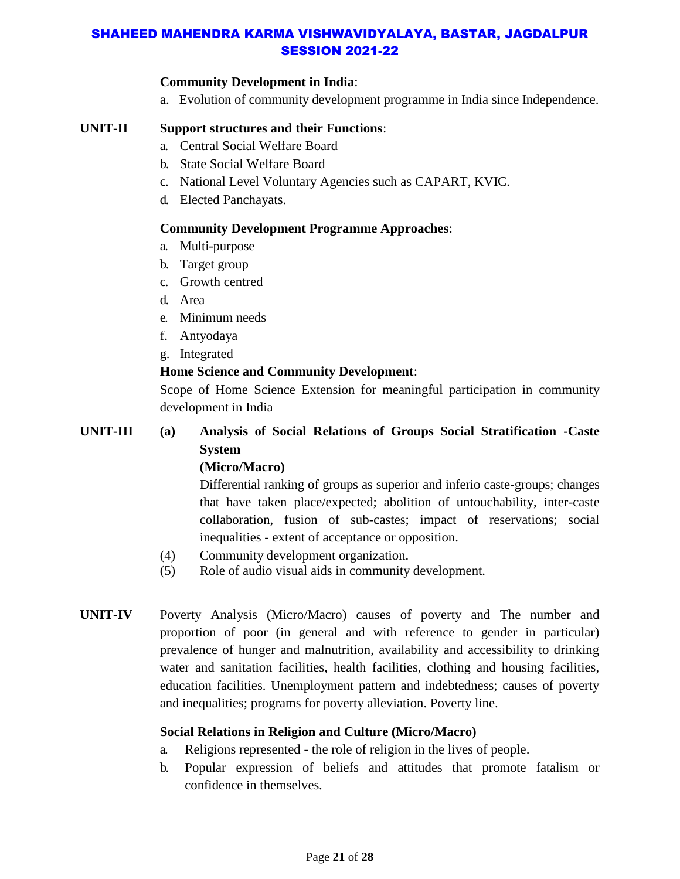**Community Development in India**:

a. Evolution of community development programme in India since Independence.

**UNIT-II** **Support structures and their Functions**:

a. Central Social Welfare Board
b. State Social Welfare Board
c. National Level Voluntary Agencies such as CAPART, KVIC.
d. Elected Panchayats.

**Community Development Programme Approaches**:

a. Multi-purpose
b. Target group
c. Growth centred
d. Area
e. Minimum needs
f. Antyodaya
g. Integrated

**Home Science and Community Development**:

Scope of Home Science Extension for meaningful participation in community development in India

**UNIT-III** **(a) Analysis of Social Relations of Groups Social Stratification -Caste System**
**(Micro/Macro)**

Differential ranking of groups as superior and inferio caste-groups; changes that have taken place/expected; abolition of untouchability, inter-caste collaboration, fusion of sub-castes; impact of reservations; social inequalities - extent of acceptance or opposition.

(4) Community development organization.
(5) Role of audio visual aids in community development.

**UNIT-IV** Poverty Analysis (Micro/Macro) causes of poverty and The number and proportion of poor (in general and with reference to gender in particular) prevalence of hunger and malnutrition, availability and accessibility to drinking water and sanitation facilities, health facilities, clothing and housing facilities, education facilities. Unemployment pattern and indebtedness; causes of poverty and inequalities; programs for poverty alleviation. Poverty line.

**Social Relations in Religion and Culture (Micro/Macro)**

a. Religions represented - the role of religion in the lives of people.
b. Popular expression of beliefs and attitudes that promote fatalism or confidence in themselves.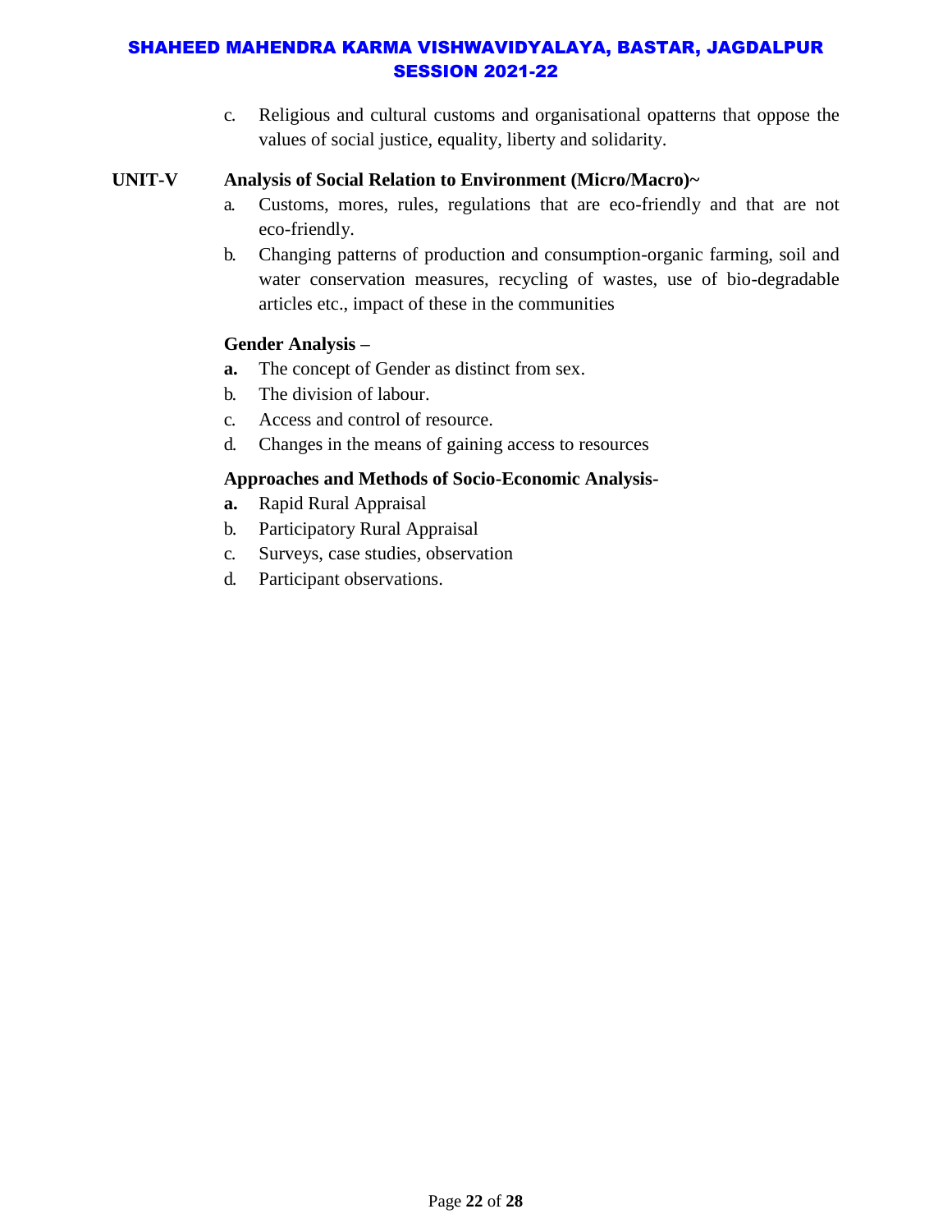c. Religious and cultural customs and organisational opatterns that oppose the values of social justice, equality, liberty and solidarity.

**UNIT-V Analysis of Social Relation to Environment (Micro/Macro)~**

a. Customs, mores, rules, regulations that are eco-friendly and that are not eco-friendly.
b. Changing patterns of production and consumption-organic farming, soil and water conservation measures, recycling of wastes, use of bio-degradable articles etc., impact of these in the communities

**Gender Analysis –**

**a.** The concept of Gender as distinct from sex.
b. The division of labour.
c. Access and control of resource.
d. Changes in the means of gaining access to resources

**Approaches and Methods of Socio-Economic Analysis-**

**a.** Rapid Rural Appraisal
b. Participatory Rural Appraisal
c. Surveys, case studies, observation
d. Participant observations.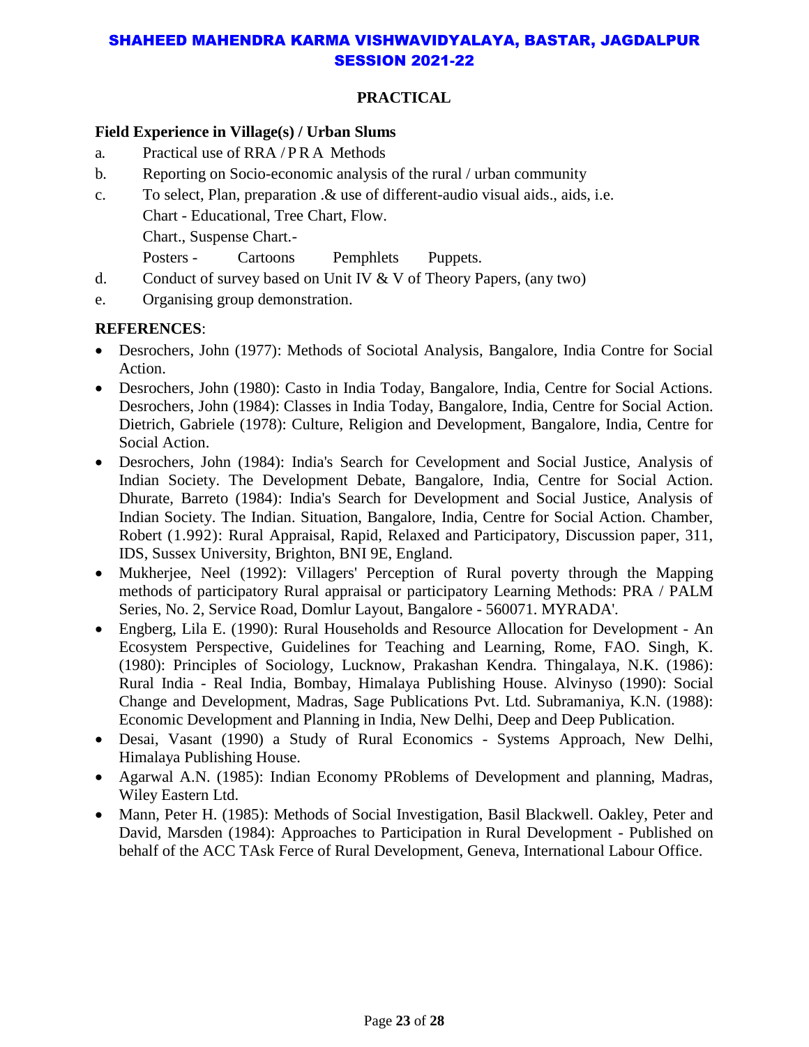## PRACTICAL

**Field Experience in Village(s) / Urban Slums**

a. Practical use of RRA / P R A Methods

b. Reporting on Socio-economic analysis of the rural / urban community

c. To select, Plan, preparation .& use of different-audio visual aids., aids, i.e.
   Chart - Educational, Tree Chart, Flow.
   Chart., Suspense Chart.-
   Posters - Cartoons Pemphlets Puppets.

d. Conduct of survey based on Unit IV & V of Theory Papers, (any two)

e. Organising group demonstration.

**REFERENCES**:

- Desrochers, John (1977): Methods of Sociotal Analysis, Bangalore, India Contre for Social Action.
- Desrochers, John (1980): Casto in India Today, Bangalore, India, Centre for Social Actions. Desrochers, John (1984): Classes in India Today, Bangalore, India, Centre for Social Action. Dietrich, Gabriele (1978): Culture, Religion and Development, Bangalore, India, Centre for Social Action.
- Desrochers, John (1984): India's Search for Cevelopment and Social Justice, Analysis of Indian Society. The Development Debate, Bangalore, India, Centre for Social Action. Dhurate, Barreto (1984): India's Search for Development and Social Justice, Analysis of Indian Society. The Indian. Situation, Bangalore, India, Centre for Social Action. Chamber, Robert (1.992): Rural Appraisal, Rapid, Relaxed and Participatory, Discussion paper, 311, IDS, Sussex University, Brighton, BNI 9E, England.
- Mukherjee, Neel (1992): Villagers' Perception of Rural poverty through the Mapping methods of participatory Rural appraisal or participatory Learning Methods: PRA / PALM Series, No. 2, Service Road, Domlur Layout, Bangalore - 560071. MYRADA'.
- Engberg, Lila E. (1990): Rural Households and Resource Allocation for Development - An Ecosystem Perspective, Guidelines for Teaching and Learning, Rome, FAO. Singh, K. (1980): Principles of Sociology, Lucknow, Prakashan Kendra. Thingalaya, N.K. (1986): Rural India - Real India, Bombay, Himalaya Publishing House. Alvinyso (1990): Social Change and Development, Madras, Sage Publications Pvt. Ltd. Subramaniya, K.N. (1988): Economic Development and Planning in India, New Delhi, Deep and Deep Publication.
- Desai, Vasant (1990) a Study of Rural Economics - Systems Approach, New Delhi, Himalaya Publishing House.
- Agarwal A.N. (1985): Indian Economy PRoblems of Development and planning, Madras, Wiley Eastern Ltd.
- Mann, Peter H. (1985): Methods of Social Investigation, Basil Blackwell. Oakley, Peter and David, Marsden (1984): Approaches to Participation in Rural Development - Published on behalf of the ACC TAsk Ferce of Rural Development, Geneva, International Labour Office.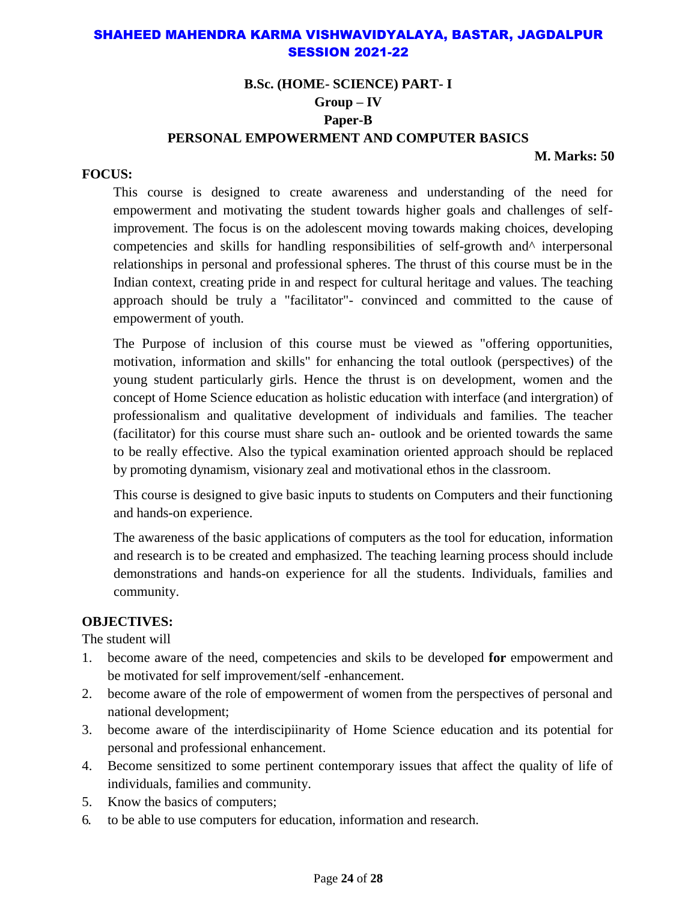# SHAHEED MAHENDRA KARMA VISHWAVIDYALAYA, BASTAR, JAGDALPUR
## SESSION 2021-22

**B.Sc. (HOME- SCIENCE) PART- I**

**Group – IV**

**Paper-B**

**PERSONAL EMPOWERMENT AND COMPUTER BASICS**

**M. Marks: 50**

**FOCUS:**

This course is designed to create awareness and understanding of the need for empowerment and motivating the student towards higher goals and challenges of self-improvement. The focus is on the adolescent moving towards making choices, developing competencies and skills for handling responsibilities of self-growth and^ interpersonal relationships in personal and professional spheres. The thrust of this course must be in the Indian context, creating pride in and respect for cultural heritage and values. The teaching approach should be truly a "facilitator"- convinced and committed to the cause of empowerment of youth.

The Purpose of inclusion of this course must be viewed as "offering opportunities, motivation, information and skills" for enhancing the total outlook (perspectives) of the young student particularly girls. Hence the thrust is on development, women and the concept of Home Science education as holistic education with interface (and intergration) of professionalism and qualitative development of individuals and families. The teacher (facilitator) for this course must share such an- outlook and be oriented towards the same to be really effective. Also the typical examination oriented approach should be replaced by promoting dynamism, visionary zeal and motivational ethos in the classroom.

This course is designed to give basic inputs to students on Computers and their functioning and hands-on experience.

The awareness of the basic applications of computers as the tool for education, information and research is to be created and emphasized. The teaching learning process should include demonstrations and hands-on experience for all the students. Individuals, families and community.

**OBJECTIVES:**

The student will

1. become aware of the need, competencies and skils to be developed **for** empowerment and be motivated for self improvement/self -enhancement.
2. become aware of the role of empowerment of women from the perspectives of personal and national development;
3. become aware of the interdiscipiinarity of Home Science education and its potential for personal and professional enhancement.
4. Become sensitized to some pertinent contemporary issues that affect the quality of life of individuals, families and community.
5. Know the basics of computers;
6. to be able to use computers for education, information and research.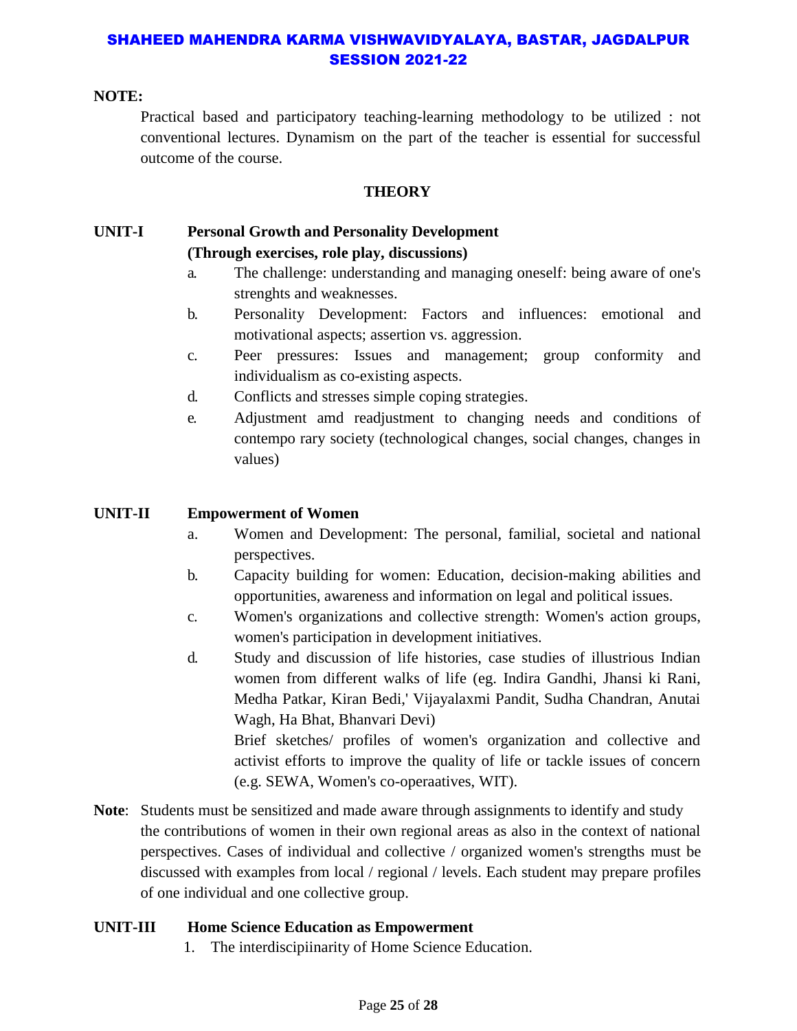**NOTE:**

Practical based and participatory teaching-learning methodology to be utilized : not conventional lectures. Dynamism on the part of the teacher is essential for successful outcome of the course.

**THEORY**

**UNIT-I Personal Growth and Personality Development (Through exercises, role play, discussions)**

a. The challenge: understanding and managing oneself: being aware of one's strenghts and weaknesses.
b. Personality Development: Factors and influences: emotional and motivational aspects; assertion vs. aggression.
c. Peer pressures: Issues and management; group conformity and individualism as co-existing aspects.
d. Conflicts and stresses simple coping strategies.
e. Adjustment amd readjustment to changing needs and conditions of contempo rary society (technological changes, social changes, changes in values)

**UNIT-II Empowerment of Women**

a. Women and Development: The personal, familial, societal and national perspectives.
b. Capacity building for women: Education, decision-making abilities and opportunities, awareness and information on legal and political issues.
c. Women's organizations and collective strength: Women's action groups, women's participation in development initiatives.
d. Study and discussion of life histories, case studies of illustrious Indian women from different walks of life (eg. Indira Gandhi, Jhansi ki Rani, Medha Patkar, Kiran Bedi,' Vijayalaxmi Pandit, Sudha Chandran, Anutai Wagh, Ha Bhat, Bhanvari Devi)

   Brief sketches/ profiles of women's organization and collective and activist efforts to improve the quality of life or tackle issues of concern (e.g. SEWA, Women's co-operaatives, WIT).

**Note**: Students must be sensitized and made aware through assignments to identify and study the contributions of women in their own regional areas as also in the context of national perspectives. Cases of individual and collective / organized women's strengths must be discussed with examples from local / regional / levels. Each student may prepare profiles of one individual and one collective group.

**UNIT-III Home Science Education as Empowerment**

1. The interdiscipiinarity of Home Science Education.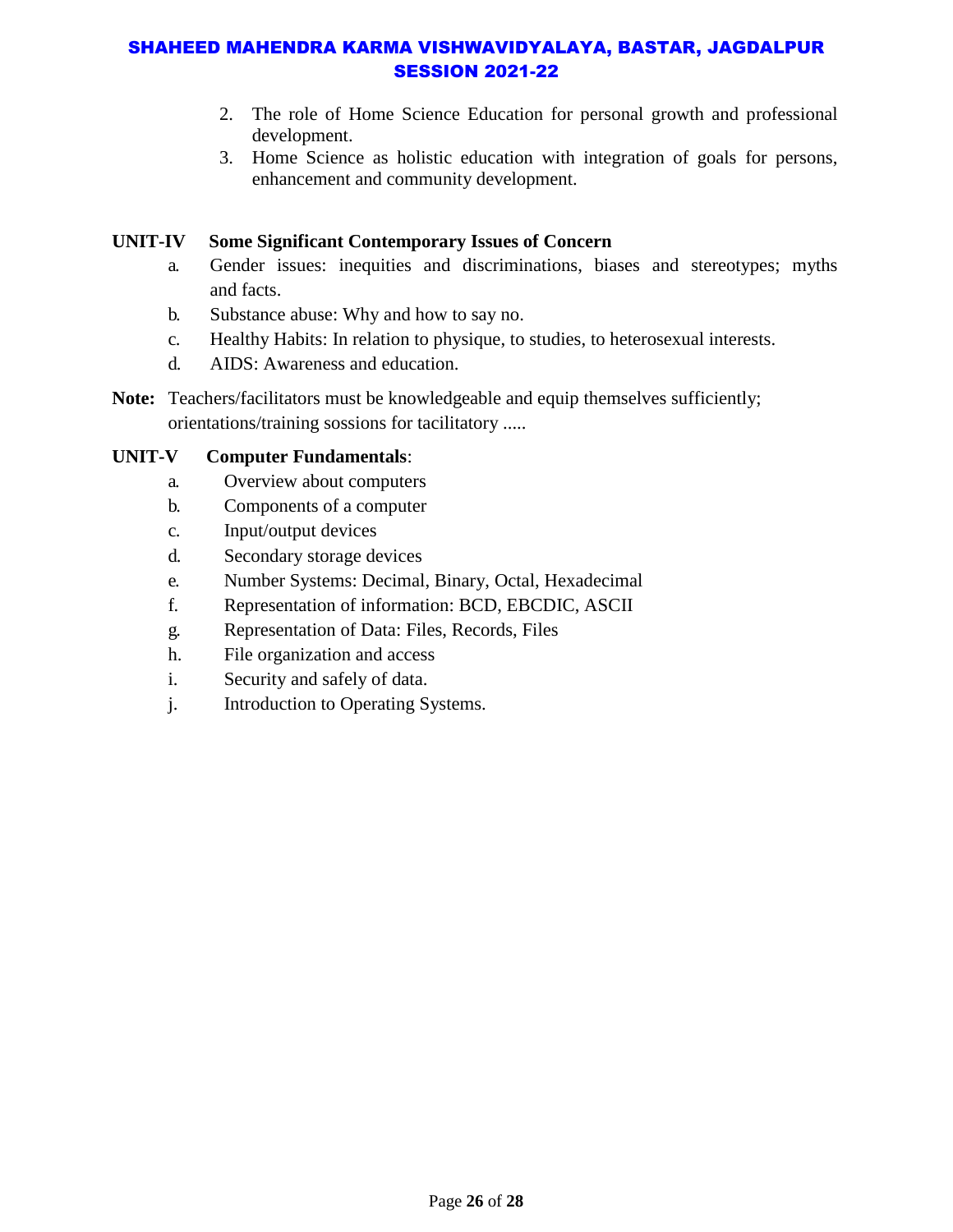2. The role of Home Science Education for personal growth and professional development.
3. Home Science as holistic education with integration of goals for persons, enhancement and community development.

**UNIT-IV Some Significant Contemporary Issues of Concern**

a. Gender issues: inequities and discriminations, biases and stereotypes; myths and facts.
b. Substance abuse: Why and how to say no.
c. Healthy Habits: In relation to physique, to studies, to heterosexual interests.
d. AIDS: Awareness and education.

**Note:** Teachers/facilitators must be knowledgeable and equip themselves sufficiently; orientations/training sossions for tacilitatory .....

**UNIT-V Computer Fundamentals**:

a. Overview about computers
b. Components of a computer
c. Input/output devices
d. Secondary storage devices
e. Number Systems: Decimal, Binary, Octal, Hexadecimal
f. Representation of information: BCD, EBCDIC, ASCII
g. Representation of Data: Files, Records, Files
h. File organization and access
i. Security and safely of data.
j. Introduction to Operating Systems.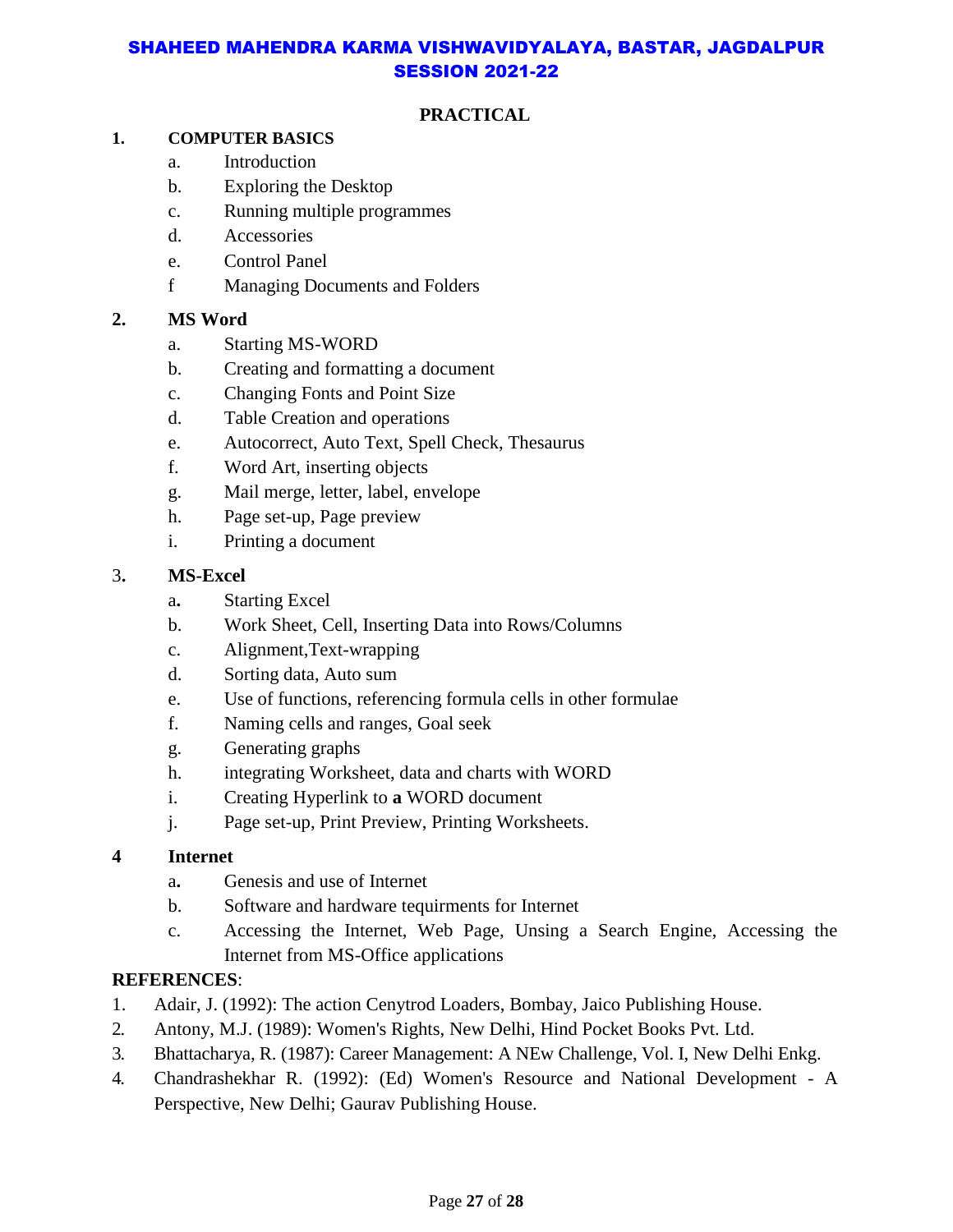## PRACTICAL

**1. COMPUTER BASICS**

a. Introduction
b. Exploring the Desktop
c. Running multiple programmes
d. Accessories
e. Control Panel
f Managing Documents and Folders

**2. MS Word**

a. Starting MS-WORD
b. Creating and formatting a document
c. Changing Fonts and Point Size
d. Table Creation and operations
e. Autocorrect, Auto Text, Spell Check, Thesaurus
f. Word Art, inserting objects
g. Mail merge, letter, label, envelope
h. Page set-up, Page preview
i. Printing a document

3**. MS-Excel**

a**.** Starting Excel
b. Work Sheet, Cell, Inserting Data into Rows/Columns
c. Alignment,Text-wrapping
d. Sorting data, Auto sum
e. Use of functions, referencing formula cells in other formulae
f. Naming cells and ranges, Goal seek
g. Generating graphs
h. integrating Worksheet, data and charts with WORD
i. Creating Hyperlink to **a** WORD document
j. Page set-up, Print Preview, Printing Worksheets.

**4 Internet**

a**.** Genesis and use of Internet
b. Software and hardware tequirments for Internet
c. Accessing the Internet, Web Page, Unsing a Search Engine, Accessing the Internet from MS-Office applications

**REFERENCES**:

1. Adair, J. (1992): The action Cenytrod Loaders, Bombay, Jaico Publishing House.
2. Antony, M.J. (1989): Women's Rights, New Delhi, Hind Pocket Books Pvt. Ltd.
3. Bhattacharya, R. (1987): Career Management: A NEw Challenge, Vol. I, New Delhi Enkg.
4. Chandrashekhar R. (1992): (Ed) Women's Resource and National Development - A Perspective, New Delhi; Gaurav Publishing House.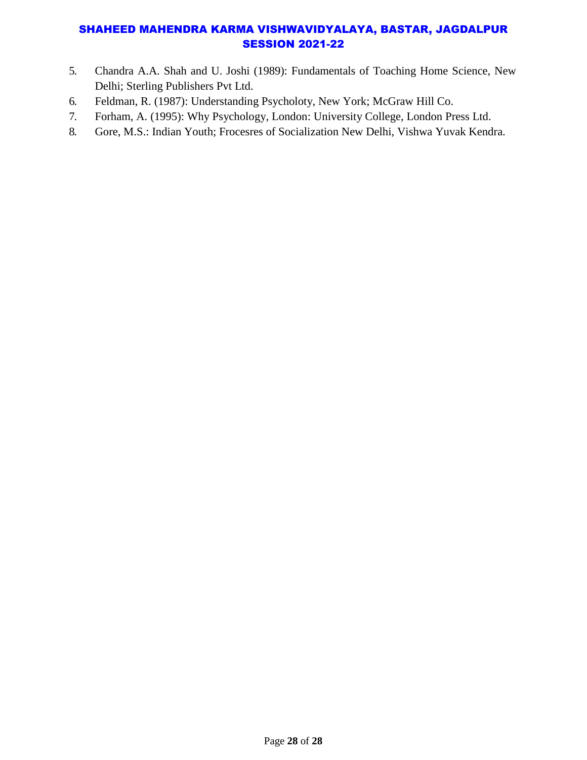5. Chandra A.A. Shah and U. Joshi (1989): Fundamentals of Toaching Home Science, New Delhi; Sterling Publishers Pvt Ltd.
6. Feldman, R. (1987): Understanding Psycholoty, New York; McGraw Hill Co.
7. Forham, A. (1995): Why Psychology, London: University College, London Press Ltd.
8. Gore, M.S.: Indian Youth; Frocesres of Socialization New Delhi, Vishwa Yuvak Kendra.